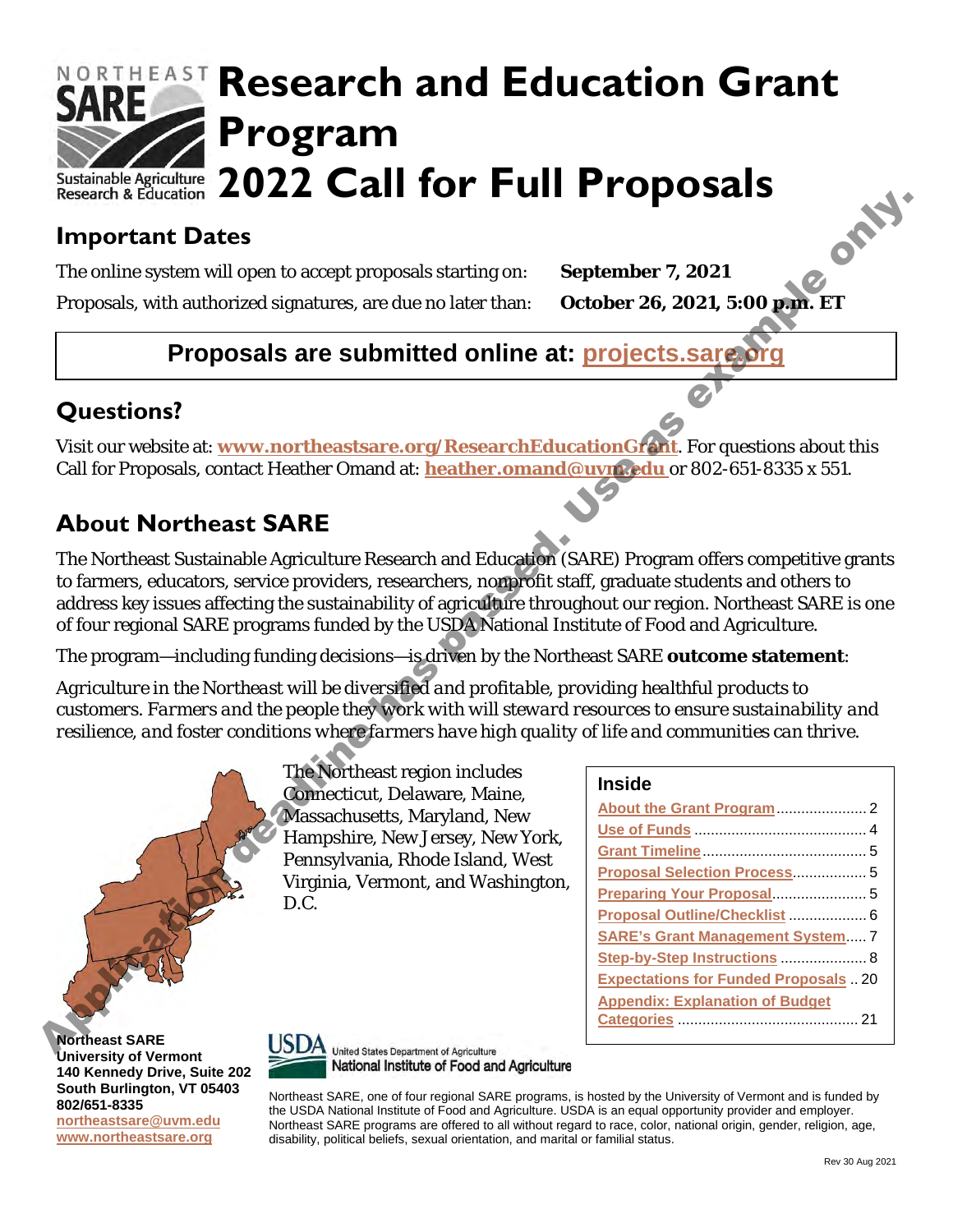# Research and Education Grant Program 2022 Call for Full Proposals

Application deadline has passed. Use as example only.

## Important Dates

The online system will open to accept proposals starting on: **September 7, 2021**

Proposals, with authorized signatures, are due no later than: **October 26, 2021, 5:00 p.m. ET**

**Proposals are submitted online at: projects.sare.org**

## Questions?

Visit our website at: **www.northeastsare.org/ResearchEducationGrant**. For questions about this Call for Proposals, contact Heather Omand at: **heather.omand@uvm.edu** or 802-651-8335 x 551.

## About Northeast SARE

The Northeast Sustainable Agriculture Research and Education (SARE) Program offers competitive grants to farmers, educators, service providers, researchers, nonprofit staff, graduate students and others to address key issues affecting the sustainability of agriculture throughout our region. Northeast SARE is one of four regional SARE programs funded by the USDA National Institute of Food and Agriculture.

The program—including funding decisions—is driven by the Northeast SARE **outcome statement**:

*Agriculture in the Northeast will be diversified and profitable, providing healthful products to customers. Farmers and the people they work with will steward resources to ensure sustainability and resilience, and foster conditions where farmers have high quality of life and communities can thrive.*

The Northeast region includes Connecticut, Delaware, Maine, Massachusetts, Maryland, New Hampshire, New Jersey, New York, Pennsylvania, Rhode Island, West Virginia, Vermont, and Washington, D.C.

### Inside

- About the Grant Program ... 2
- Use of Funds ... 4
- Grant Timeline ... 5
- Proposal Selection Process ... 5
- Preparing Your Proposal ... 5
- Proposal Outline/Checklist ... 6
- SARE's Grant Management System ... 7
- Step-by-Step Instructions ... 8
- Expectations for Funded Proposals ... 20
- Appendix: Explanation of Budget Categories ... 21

**Northeast SARE**
**University of Vermont**
**140 Kennedy Drive, Suite 202**
**South Burlington, VT 05403**
**802/651-8335**
**northeastsare@uvm.edu**
**www.northeastsare.org**

USDA United States Department of Agriculture
National Institute of Food and Agriculture

Northeast SARE, one of four regional SARE programs, is hosted by the University of Vermont and is funded by the USDA National Institute of Food and Agriculture. USDA is an equal opportunity provider and employer. Northeast SARE programs are offered to all without regard to race, color, national origin, gender, religion, age, disability, political beliefs, sexual orientation, and marital or familial status.

Rev 30 Aug 2021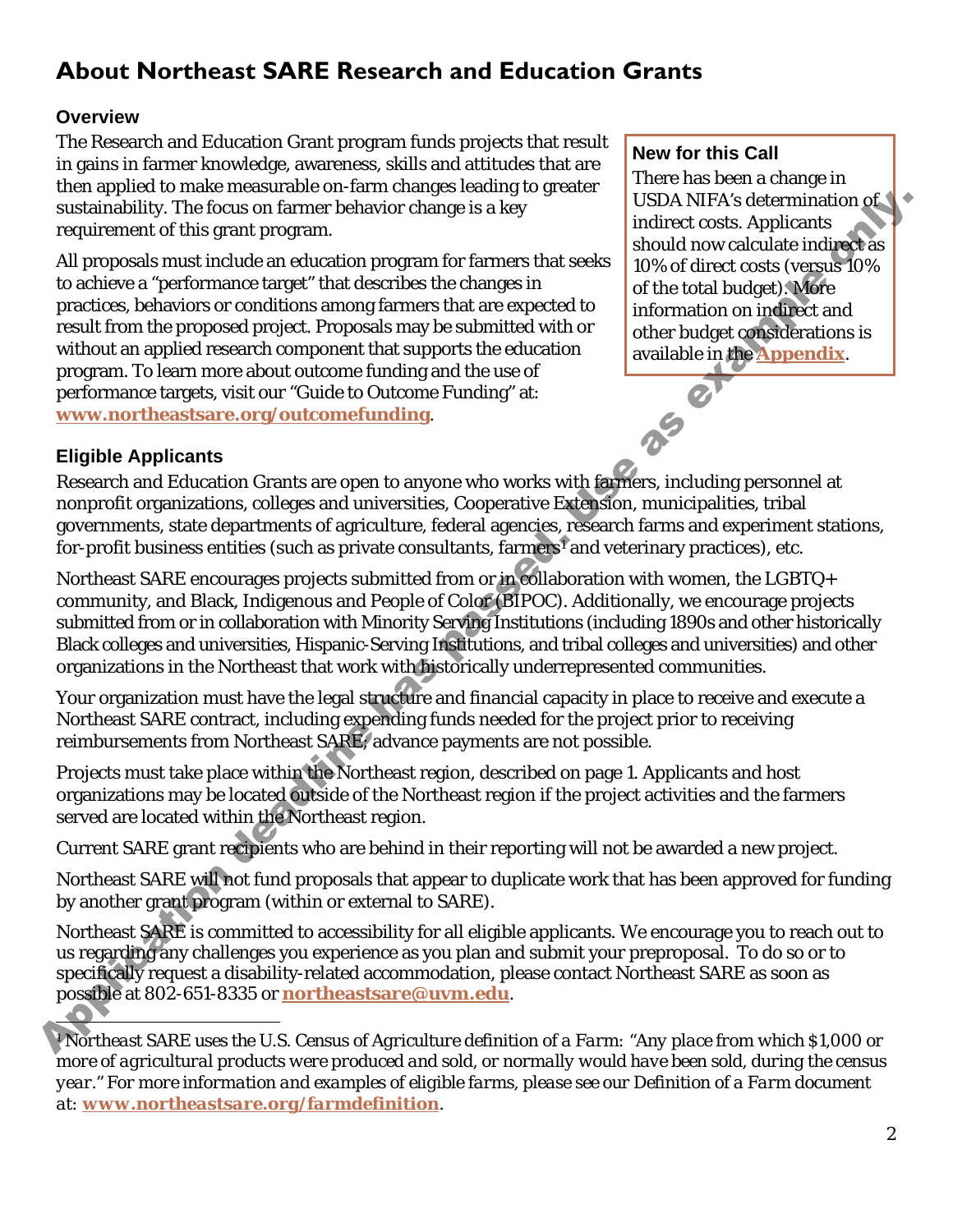# About Northeast SARE Research and Education Grants

### Overview

The Research and Education Grant program funds projects that result in gains in farmer knowledge, awareness, skills and attitudes that are then applied to make measurable on-farm changes leading to greater sustainability. The focus on farmer behavior change is a key requirement of this grant program.

All proposals must include an education program for farmers that seeks to achieve a "performance target" that describes the changes in practices, behaviors or conditions among farmers that are expected to result from the proposed project. Proposals may be submitted with or without an applied research component that supports the education program. To learn more about outcome funding and the use of performance targets, visit our "Guide to Outcome Funding" at: **www.northeastsare.org/outcomefunding**.

> **New for this Call**
>
> There has been a change in USDA NIFA's determination of indirect costs. Applicants should now calculate indirect as 10% of direct costs (versus 10% of the total budget). More information on indirect and other budget considerations is available in the **Appendix**.

### Eligible Applicants

Research and Education Grants are open to anyone who works with farmers, including personnel at nonprofit organizations, colleges and universities, Cooperative Extension, municipalities, tribal governments, state departments of agriculture, federal agencies, research farms and experiment stations, for-profit business entities (such as private consultants, farmers[1] and veterinary practices), etc.

Northeast SARE encourages projects submitted from or in collaboration with women, the LGBTQ+ community, and Black, Indigenous and People of Color (BIPOC). Additionally, we encourage projects submitted from or in collaboration with Minority Serving Institutions (including 1890s and other historically Black colleges and universities, Hispanic-Serving Institutions, and tribal colleges and universities) and other organizations in the Northeast that work with historically underrepresented communities.

Your organization must have the legal structure and financial capacity in place to receive and execute a Northeast SARE contract, including expending funds needed for the project prior to receiving reimbursements from Northeast SARE; advance payments are not possible.

Projects must take place within the Northeast region, described on page 1. Applicants and host organizations may be located outside of the Northeast region if the project activities and the farmers served are located within the Northeast region.

Current SARE grant recipients who are behind in their reporting will not be awarded a new project.

Northeast SARE will not fund proposals that appear to duplicate work that has been approved for funding by another grant program (within or external to SARE).

Northeast SARE is committed to accessibility for all eligible applicants. We encourage you to reach out to us regarding any challenges you experience as you plan and submit your preproposal. To do so or to specifically request a disability-related accommodation, please contact Northeast SARE as soon as possible at 802-651-8335 or **northeastsare@uvm.edu**.

---

[1] Northeast SARE uses the U.S. Census of Agriculture definition of a *Farm*: *"Any place from which $1,000 or more of agricultural products were produced and sold, or normally would have been sold, during the census year." For more information and examples of eligible farms, please see our Definition of a Farm document at:* **www.northeastsare.org/farmdefinition**.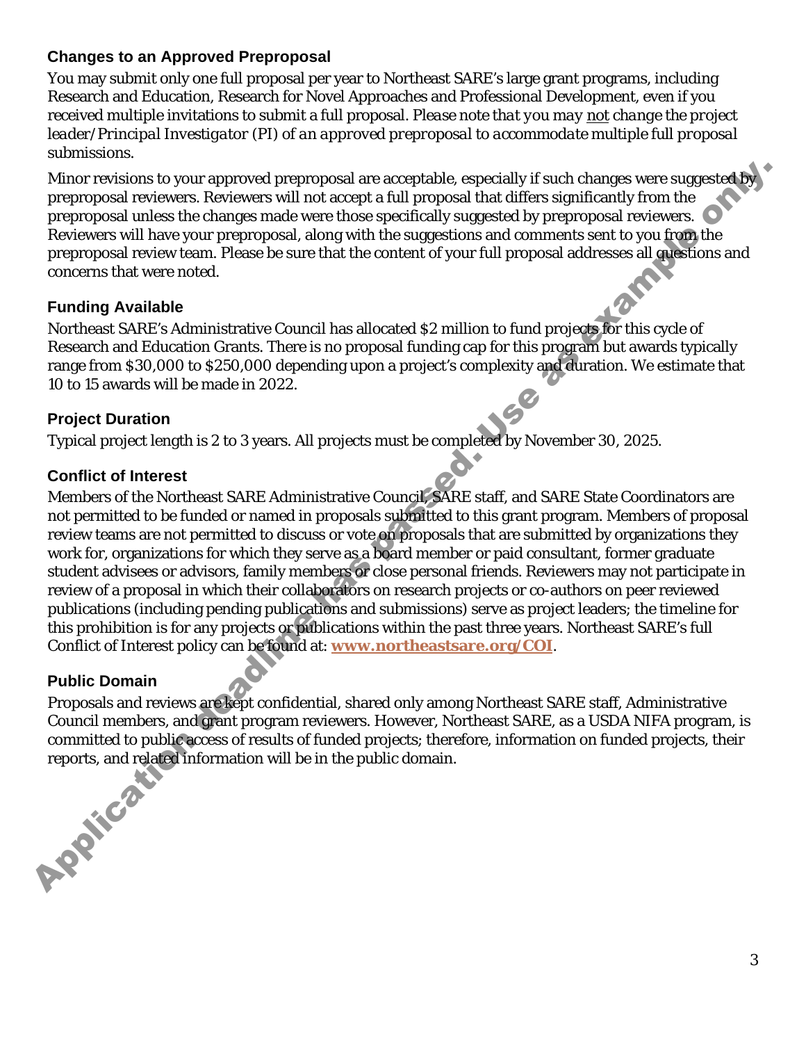## Changes to an Approved Preproposal

You may submit only one full proposal per year to Northeast SARE's large grant programs, including Research and Education, Research for Novel Approaches and Professional Development, even if you received multiple invitations to submit a full proposal. *Please note that you may not change the project leader/Principal Investigator (PI) of an approved preproposal to accommodate multiple full proposal submissions.*

Minor revisions to your approved preproposal are acceptable, especially if such changes were suggested by preproposal reviewers. Reviewers will not accept a full proposal that differs significantly from the preproposal unless the changes made were those specifically suggested by preproposal reviewers. Reviewers will have your preproposal, along with the suggestions and comments sent to you from the preproposal review team. Please be sure that the content of your full proposal addresses all questions and concerns that were noted.

## Funding Available

Northeast SARE's Administrative Council has allocated $2 million to fund projects for this cycle of Research and Education Grants. There is no proposal funding cap for this program but awards typically range from $30,000 to $250,000 depending upon a project's complexity and duration. We estimate that 10 to 15 awards will be made in 2022.

## Project Duration

Typical project length is 2 to 3 years. All projects must be completed by November 30, 2025.

## Conflict of Interest

Members of the Northeast SARE Administrative Council, SARE staff, and SARE State Coordinators are not permitted to be funded or named in proposals submitted to this grant program. Members of proposal review teams are not permitted to discuss or vote on proposals that are submitted by organizations they work for, organizations for which they serve as a board member or paid consultant, former graduate student advisees or advisors, family members or close personal friends. Reviewers may not participate in review of a proposal in which their collaborators on research projects or co-authors on peer reviewed publications (including pending publications and submissions) serve as project leaders; the timeline for this prohibition is for any projects or publications within the past three years. Northeast SARE's full Conflict of Interest policy can be found at: **www.northeastsare.org/COI**.

## Public Domain

Proposals and reviews are kept confidential, shared only among Northeast SARE staff, Administrative Council members, and grant program reviewers. However, Northeast SARE, as a USDA NIFA program, is committed to public access of results of funded projects; therefore, information on funded projects, their reports, and related information will be in the public domain.

Application deadline has passed. Use as example only.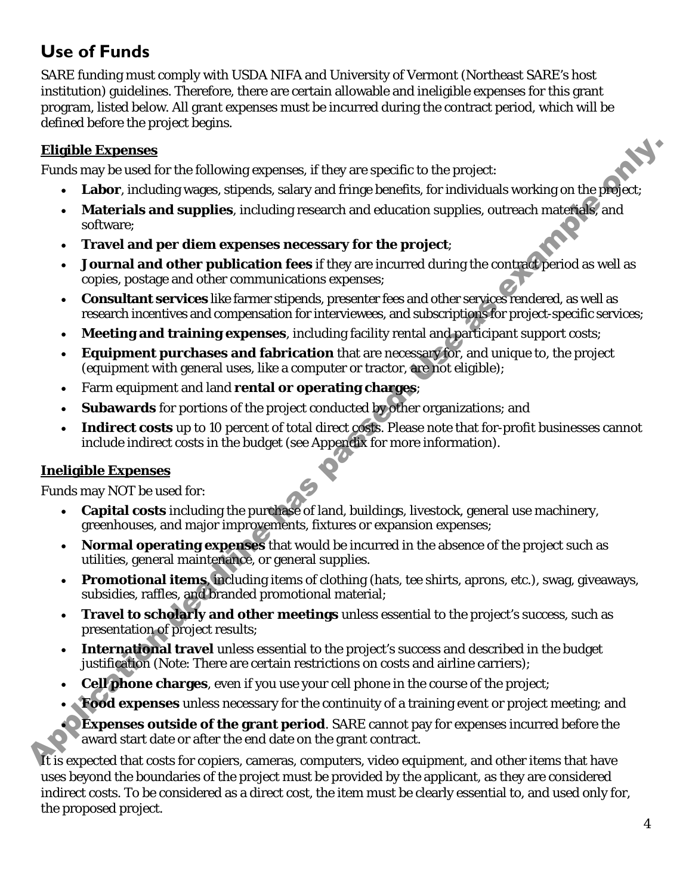## Use of Funds

SARE funding must comply with USDA NIFA and University of Vermont (Northeast SARE's host institution) guidelines. Therefore, there are certain allowable and ineligible expenses for this grant program, listed below. All grant expenses must be incurred during the contract period, which will be defined before the project begins.

### Eligible Expenses

Funds may be used for the following expenses, if they are specific to the project:

- **Labor**, including wages, stipends, salary and fringe benefits, for individuals working on the project;
- **Materials and supplies**, including research and education supplies, outreach materials, and software;
- **Travel and per diem expenses necessary for the project**;
- **Journal and other publication fees** if they are incurred during the contract period as well as copies, postage and other communications expenses;
- **Consultant services** like farmer stipends, presenter fees and other services rendered, as well as research incentives and compensation for interviewees, and subscriptions for project-specific services;
- **Meeting and training expenses**, including facility rental and participant support costs;
- **Equipment purchases and fabrication** that are necessary for, and unique to, the project (equipment with general uses, like a computer or tractor, are not eligible);
- Farm equipment and land **rental or operating charges**;
- **Subawards** for portions of the project conducted by other organizations; and
- **Indirect costs** up to 10 percent of total direct costs. Please note that for-profit businesses cannot include indirect costs in the budget (see Appendix for more information).

### Ineligible Expenses

Funds may NOT be used for:

- **Capital costs** including the purchase of land, buildings, livestock, general use machinery, greenhouses, and major improvements, fixtures or expansion expenses;
- **Normal operating expenses** that would be incurred in the absence of the project such as utilities, general maintenance, or general supplies.
- **Promotional items**, including items of clothing (hats, tee shirts, aprons, etc.), swag, giveaways, subsidies, raffles, and branded promotional material;
- **Travel to scholarly and other meetings** unless essential to the project's success, such as presentation of project results;
- **International travel** unless essential to the project's success and described in the budget justification (Note: There are certain restrictions on costs and airline carriers);
- **Cell phone charges**, even if you use your cell phone in the course of the project;
- **Food expenses** unless necessary for the continuity of a training event or project meeting; and
- **Expenses outside of the grant period**. SARE cannot pay for expenses incurred before the award start date or after the end date on the grant contract.

It is expected that costs for copiers, cameras, computers, video equipment, and other items that have uses beyond the boundaries of the project must be provided by the applicant, as they are considered indirect costs. To be considered as a direct cost, the item must be clearly essential to, and used only for, the proposed project.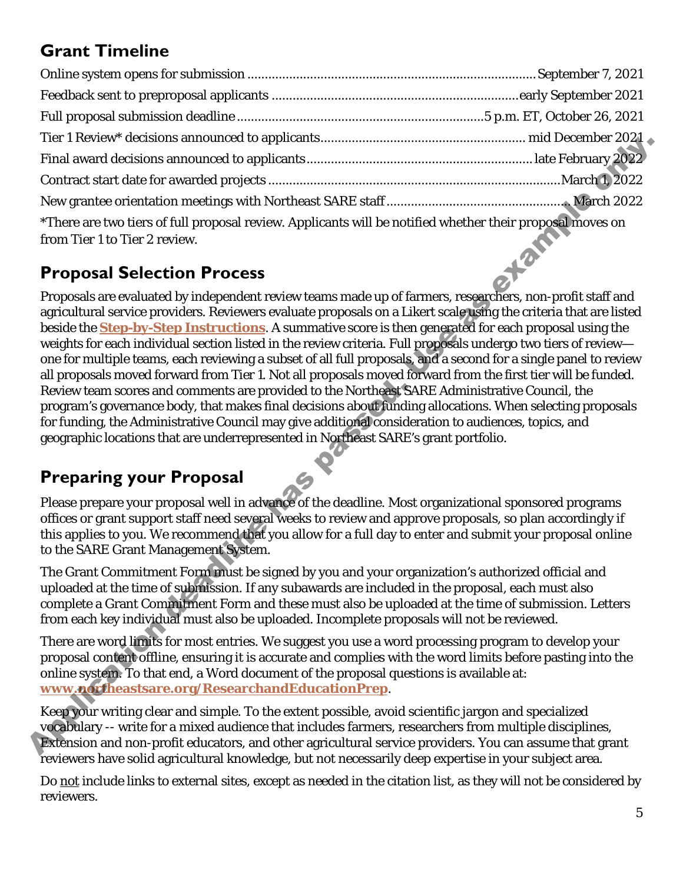## Grant Timeline

| | |
|---|---|
| Online system opens for submission | September 7, 2021 |
| Feedback sent to preproposal applicants | early September 2021 |
| Full proposal submission deadline | 5 p.m. ET, October 26, 2021 |
| Tier 1 Review* decisions announced to applicants | mid December 2021 |
| Final award decisions announced to applicants | late February 2022 |
| Contract start date for awarded projects | March 1, 2022 |
| New grantee orientation meetings with Northeast SARE staff | March 2022 |

*There are two tiers of full proposal review. Applicants will be notified whether their proposal moves on from Tier 1 to Tier 2 review.

## Proposal Selection Process

Proposals are evaluated by independent review teams made up of farmers, researchers, non-profit staff and agricultural service providers. Reviewers evaluate proposals on a Likert scale using the criteria that are listed beside the **Step-by-Step Instructions**. A summative score is then generated for each proposal using the weights for each individual section listed in the review criteria. Full proposals undergo two tiers of review—one for multiple teams, each reviewing a subset of all full proposals, and a second for a single panel to review all proposals moved forward from Tier 1. Not all proposals moved forward from the first tier will be funded. Review team scores and comments are provided to the Northeast SARE Administrative Council, the program's governance body, that makes final decisions about funding allocations. When selecting proposals for funding, the Administrative Council may give additional consideration to audiences, topics, and geographic locations that are underrepresented in Northeast SARE's grant portfolio.

## Preparing your Proposal

Please prepare your proposal well in advance of the deadline. Most organizational sponsored programs offices or grant support staff need several weeks to review and approve proposals, so plan accordingly if this applies to you. We recommend that you allow for a full day to enter and submit your proposal online to the SARE Grant Management System.

The Grant Commitment Form must be signed by you and your organization's authorized official and uploaded at the time of submission. If any subawards are included in the proposal, each must also complete a Grant Commitment Form and these must also be uploaded at the time of submission. Letters from each key individual must also be uploaded. Incomplete proposals will not be reviewed.

There are word limits for most entries. We suggest you use a word processing program to develop your proposal content offline, ensuring it is accurate and complies with the word limits before pasting into the online system. To that end, a Word document of the proposal questions is available at: **www.northeastsare.org/ResearchandEducationPrep**.

Keep your writing clear and simple. To the extent possible, avoid scientific jargon and specialized vocabulary -- write for a mixed audience that includes farmers, researchers from multiple disciplines, Extension and non-profit educators, and other agricultural service providers. You can assume that grant reviewers have solid agricultural knowledge, but not necessarily deep expertise in your subject area.

Do not include links to external sites, except as needed in the citation list, as they will not be considered by reviewers.

Application deadline has passed. Use as example only.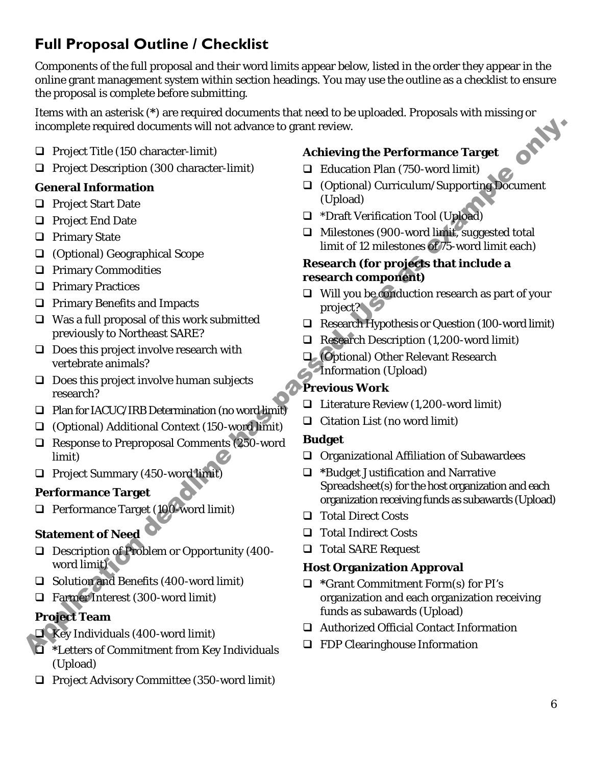## Full Proposal Outline / Checklist

Components of the full proposal and their word limits appear below, listed in the order they appear in the online grant management system within section headings. You may use the outline as a checklist to ensure the proposal is complete before submitting.

Items with an asterisk (*) are required documents that need to be uploaded. Proposals with missing or incomplete required documents will not advance to grant review.

Application deadline has passed. Use as example only.

- ❑ Project Title (150 character-limit)
- ❑ Project Description (300 character-limit)

**General Information**

- ❑ Project Start Date
- ❑ Project End Date
- ❑ Primary State
- ❑ (Optional) Geographical Scope
- ❑ Primary Commodities
- ❑ Primary Practices
- ❑ Primary Benefits and Impacts
- ❑ Was a full proposal of this work submitted previously to Northeast SARE?
- ❑ Does this project involve research with vertebrate animals?
- ❑ Does this project involve human subjects research?
- ❑ Plan for IACUC/IRB Determination (no word limit)
- ❑ (Optional) Additional Context (150-word limit)
- ❑ Response to Preproposal Comments (250-word limit)
- ❑ Project Summary (450-word limit)

**Performance Target**

- ❑ Performance Target (100-word limit)

**Statement of Need**

- ❑ Description of Problem or Opportunity (400-word limit)
- ❑ Solution and Benefits (400-word limit)
- ❑ Farmer Interest (300-word limit)

**Project Team**

- ❑ Key Individuals (400-word limit)
- ❑ *Letters of Commitment from Key Individuals (Upload)
- ❑ Project Advisory Committee (350-word limit)

**Achieving the Performance Target**

- ❑ Education Plan (750-word limit)
- ❑ (Optional) Curriculum/Supporting Document (Upload)
- ❑ *Draft Verification Tool (Upload)
- ❑ Milestones (900-word limit, suggested total limit of 12 milestones of 75-word limit each)

**Research (for projects that include a research component)**

- ❑ Will you be conduction research as part of your project?
- ❑ Research Hypothesis or Question (100-word limit)
- ❑ Research Description (1,200-word limit)
- ❑ (Optional) Other Relevant Research Information (Upload)

**Previous Work**

- ❑ Literature Review (1,200-word limit)
- ❑ Citation List (no word limit)

**Budget**

- ❑ Organizational Affiliation of Subawardees
- ❑ *Budget Justification and Narrative Spreadsheet(s) for the host organization and each organization receiving funds as subawards (Upload)
- ❑ Total Direct Costs
- ❑ Total Indirect Costs
- ❑ Total SARE Request

**Host Organization Approval**

- ❑ *Grant Commitment Form(s) for PI's organization and each organization receiving funds as subawards (Upload)
- ❑ Authorized Official Contact Information
- ❑ FDP Clearinghouse Information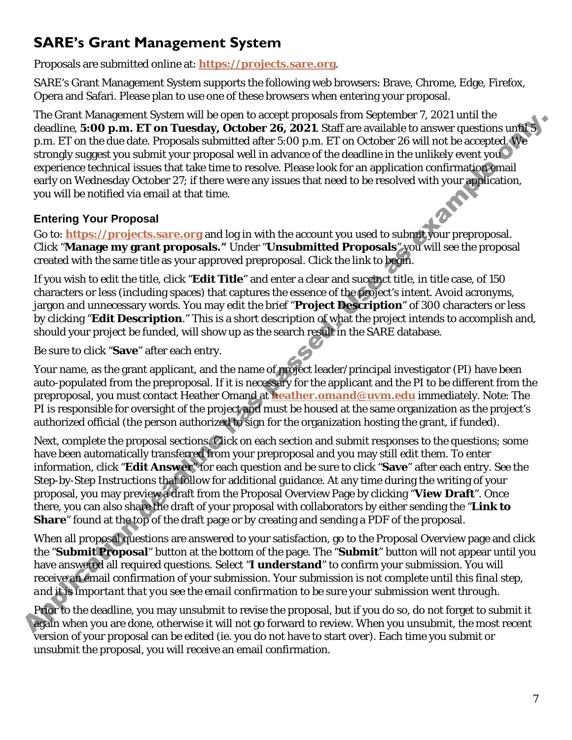## SARE's Grant Management System

Proposals are submitted online at: **https://projects.sare.org**.

SARE's Grant Management System supports the following web browsers: Brave, Chrome, Edge, Firefox, Opera and Safari. Please plan to use one of these browsers when entering your proposal.

The Grant Management System will be open to accept proposals from September 7, 2021 until the deadline, **5:00 p.m. ET on Tuesday, October 26, 2021**. Staff are available to answer questions until 5 p.m. ET on the due date. Proposals submitted after 5:00 p.m. ET on October 26 will not be accepted. We strongly suggest you submit your proposal well in advance of the deadline in the unlikely event you experience technical issues that take time to resolve. Please look for an application confirmation email early on Wednesday October 27; if there were any issues that need to be resolved with your application, you will be notified via email at that time.

### Entering Your Proposal

Go to: **https://projects.sare.org** and log in with the account you used to submit your preproposal. Click "**Manage my grant proposals.**" Under "**Unsubmitted Proposals**" you will see the proposal created with the same title as your approved preproposal. Click the link to begin.

If you wish to edit the title, click "**Edit Title**" and enter a clear and succinct title, in title case, of 150 characters or less (including spaces) that captures the essence of the project's intent. Avoid acronyms, jargon and unnecessary words. You may edit the brief "**Project Description**" of 300 characters or less by clicking "**Edit Description**." This is a short description of what the project intends to accomplish and, should your project be funded, will show up as the search result in the SARE database.

Be sure to click "**Save**" after each entry.

Your name, as the grant applicant, and the name of project leader/principal investigator (PI) have been auto-populated from the preproposal. If it is necessary for the applicant and the PI to be different from the preproposal, you must contact Heather Omand at **heather.omand@uvm.edu** immediately. Note: The PI is responsible for oversight of the project and must be housed at the same organization as the project's authorized official (the person authorized to sign for the organization hosting the grant, if funded).

Next, complete the proposal sections. Click on each section and submit responses to the questions; some have been automatically transferred from your preproposal and you may still edit them. To enter information, click "**Edit Answer**" for each question and be sure to click "**Save**" after each entry. See the Step-by-Step Instructions that follow for additional guidance. At any time during the writing of your proposal, you may preview a draft from the Proposal Overview Page by clicking "**View Draft**". Once there, you can also share the draft of your proposal with collaborators by either sending the "**Link to Share**" found at the top of the draft page or by creating and sending a PDF of the proposal.

When all proposal questions are answered to your satisfaction, go to the Proposal Overview page and click the "**Submit Proposal**" button at the bottom of the page. The "**Submit**" button will not appear until you have answered all required questions. Select "**I understand**" to confirm your submission. You will receive an email confirmation of your submission. Your submission is not complete until this final step, *and it is important that you see the email confirmation to be sure your submission went through.*

Prior to the deadline, you may unsubmit to revise the proposal, but if you do so, do not forget to submit it again when you are done, otherwise it will not go forward to review. When you unsubmit, the most recent version of your proposal can be edited (ie. you do not have to start over). Each time you submit or unsubmit the proposal, you will receive an email confirmation.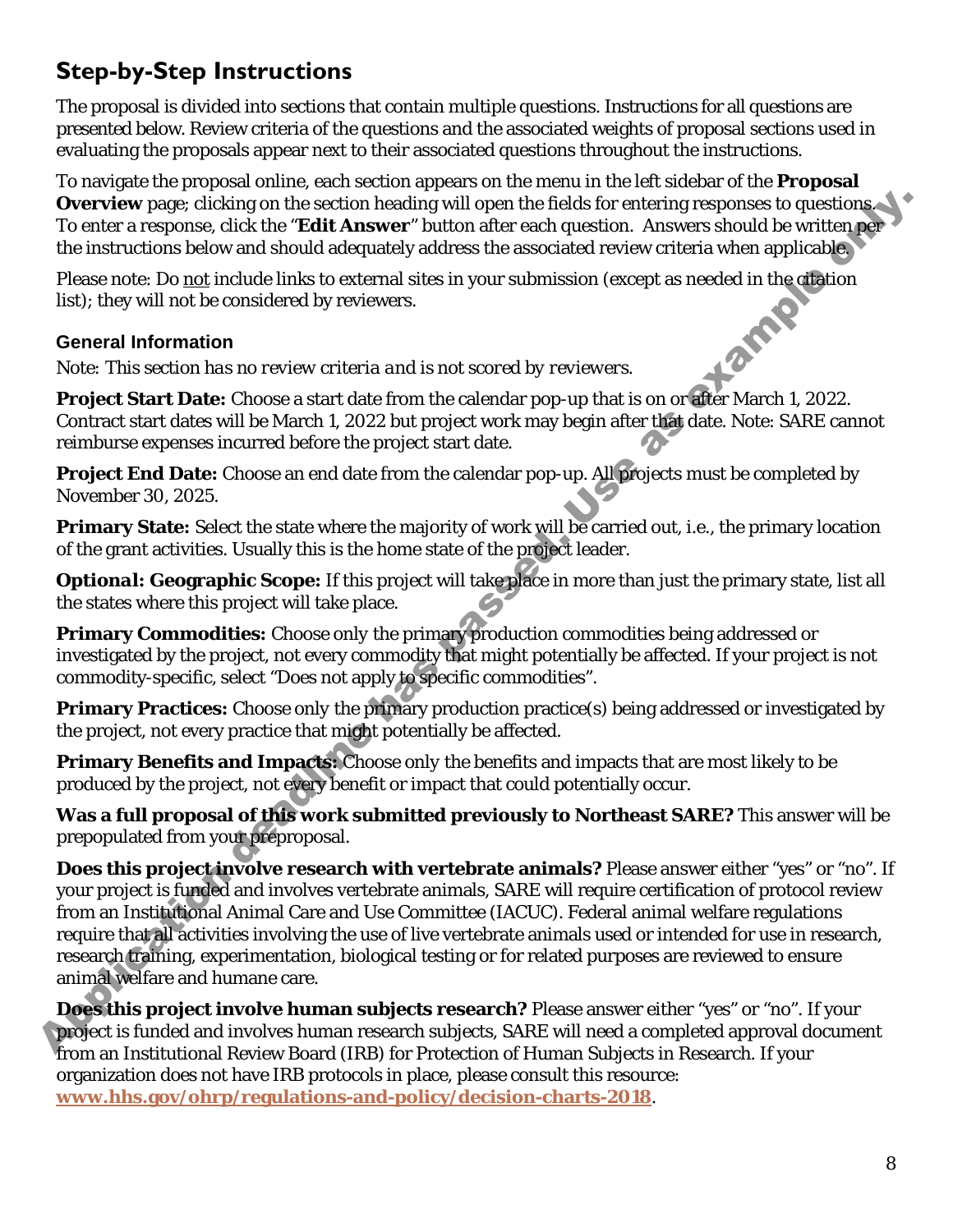## Step-by-Step Instructions

The proposal is divided into sections that contain multiple questions. Instructions for all questions are presented below. Review criteria of the questions and the associated weights of proposal sections used in evaluating the proposals appear next to their associated questions throughout the instructions.

To navigate the proposal online, each section appears on the menu in the left sidebar of the **Proposal Overview** page; clicking on the section heading will open the fields for entering responses to questions. To enter a response, click the "**Edit Answer**" button after each question. Answers should be written per the instructions below and should adequately address the associated review criteria when applicable.

Please note: Do not include links to external sites in your submission (except as needed in the citation list); they will not be considered by reviewers.

### General Information

*Note: This section has no review criteria and is not scored by reviewers.*

**Project Start Date:** Choose a start date from the calendar pop-up that is on or after March 1, 2022. Contract start dates will be March 1, 2022 but project work may begin after that date. Note: SARE cannot reimburse expenses incurred before the project start date.

**Project End Date:** Choose an end date from the calendar pop-up. All projects must be completed by November 30, 2025.

**Primary State:** Select the state where the majority of work will be carried out, i.e., the primary location of the grant activities. Usually this is the home state of the project leader.

**Optional: Geographic Scope:** If this project will take place in more than just the primary state, list all the states where this project will take place.

**Primary Commodities:** Choose only the primary production commodities being addressed or investigated by the project, not every commodity that might potentially be affected. If your project is not commodity-specific, select "Does not apply to specific commodities".

**Primary Practices:** Choose only the primary production practice(s) being addressed or investigated by the project, not every practice that might potentially be affected.

**Primary Benefits and Impacts:** Choose only the benefits and impacts that are most likely to be produced by the project, not every benefit or impact that could potentially occur.

**Was a full proposal of this work submitted previously to Northeast SARE?** This answer will be prepopulated from your preproposal.

**Does this project involve research with vertebrate animals?** Please answer either "yes" or "no". If your project is funded and involves vertebrate animals, SARE will require certification of protocol review from an Institutional Animal Care and Use Committee (IACUC). Federal animal welfare regulations require that all activities involving the use of live vertebrate animals used or intended for use in research, research training, experimentation, biological testing or for related purposes are reviewed to ensure animal welfare and humane care.

**Does this project involve human subjects research?** Please answer either "yes" or "no". If your project is funded and involves human research subjects, SARE will need a completed approval document from an Institutional Review Board (IRB) for Protection of Human Subjects in Research. If your organization does not have IRB protocols in place, please consult this resource: **www.hhs.gov/ohrp/regulations-and-policy/decision-charts-2018**.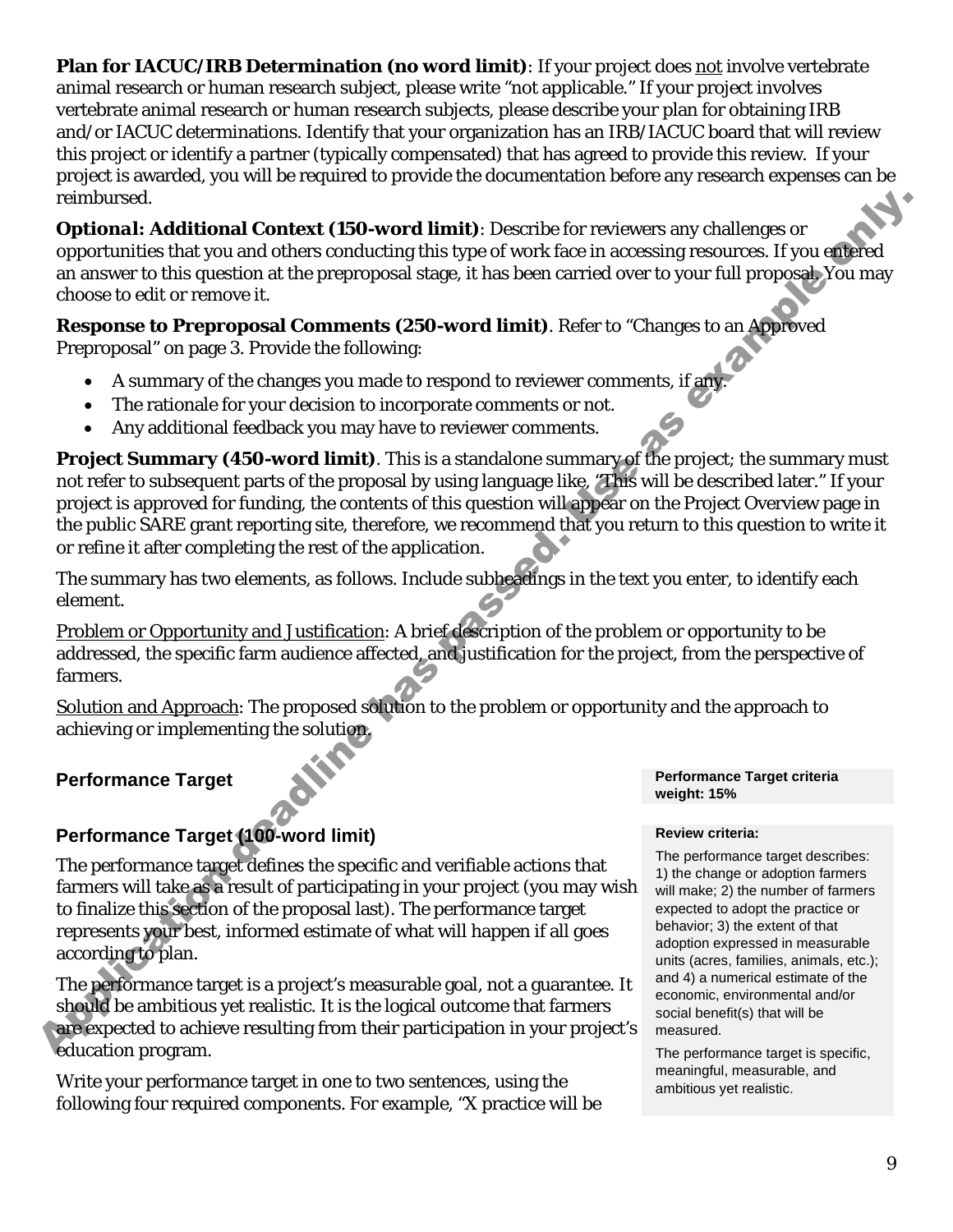**Plan for IACUC/IRB Determination (no word limit)**: If your project does not involve vertebrate animal research or human research subject, please write "not applicable." If your project involves vertebrate animal research or human research subjects, please describe your plan for obtaining IRB and/or IACUC determinations. Identify that your organization has an IRB/IACUC board that will review this project or identify a partner (typically compensated) that has agreed to provide this review. If your project is awarded, you will be required to provide the documentation before any research expenses can be reimbursed.

**Optional: Additional Context (150-word limit)**: Describe for reviewers any challenges or opportunities that you and others conducting this type of work face in accessing resources. If you entered an answer to this question at the preproposal stage, it has been carried over to your full proposal. You may choose to edit or remove it.

**Response to Preproposal Comments (250-word limit)**. Refer to "Changes to an Approved Preproposal" on page 3. Provide the following:

- A summary of the changes you made to respond to reviewer comments, if any.
- The rationale for your decision to incorporate comments or not.
- Any additional feedback you may have to reviewer comments.

**Project Summary (450-word limit)**. This is a standalone summary of the project; the summary must not refer to subsequent parts of the proposal by using language like, "This will be described later." If your project is approved for funding, the contents of this question will appear on the Project Overview page in the public SARE grant reporting site, therefore, we recommend that you return to this question to write it or refine it after completing the rest of the application.

The summary has two elements, as follows. Include subheadings in the text you enter, to identify each element.

Problem or Opportunity and Justification: A brief description of the problem or opportunity to be addressed, the specific farm audience affected, and justification for the project, from the perspective of farmers.

Solution and Approach: The proposed solution to the problem or opportunity and the approach to achieving or implementing the solution.

## Performance Target

**Performance Target criteria weight: 15%**

### Performance Target (100-word limit)

The performance target defines the specific and verifiable actions that farmers will take as a result of participating in your project (you may wish to finalize this section of the proposal last). The performance target represents your best, informed estimate of what will happen if all goes according to plan.

The performance target is a project's measurable goal, not a guarantee. It should be ambitious yet realistic. It is the logical outcome that farmers are expected to achieve resulting from their participation in your project's education program.

Write your performance target in one to two sentences, using the following four required components. For example, "X practice will be

**Review criteria:**

The performance target describes: 1) the change or adoption farmers will make; 2) the number of farmers expected to adopt the practice or behavior; 3) the extent of that adoption expressed in measurable units (acres, families, animals, etc.); and 4) a numerical estimate of the economic, environmental and/or social benefit(s) that will be measured.

The performance target is specific, meaningful, measurable, and ambitious yet realistic.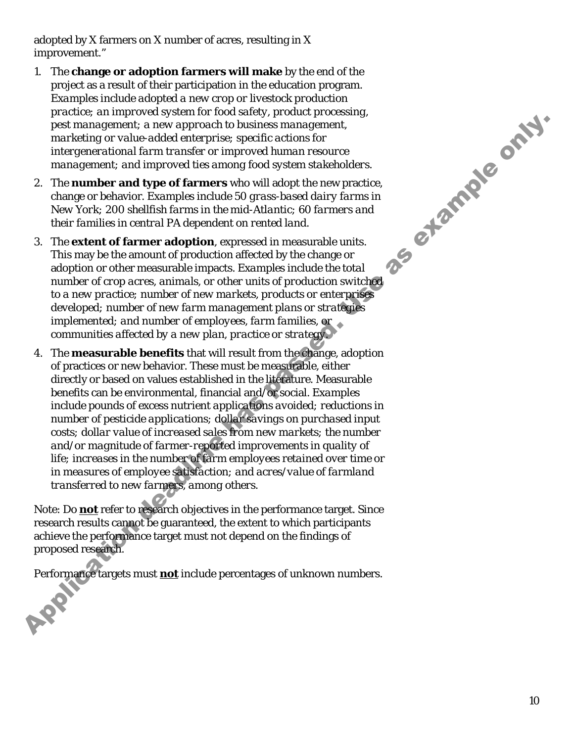adopted by X farmers on X number of acres, resulting in X improvement."

1. The **change or adoption farmers will make** by the end of the project as a result of their participation in the education program. *Examples include adopted a new crop or livestock production practice; an improved system for food safety, product processing, pest management; a new approach to business management, marketing or value-added enterprise; specific actions for intergenerational farm transfer or improved human resource management; and improved ties among food system stakeholders.*
2. The **number and type of farmers** who will adopt the new practice, change or behavior. *Examples include 50 grass-based dairy farms in New York; 200 shellfish farms in the mid-Atlantic; 60 farmers and their families in central PA dependent on rented land.*
3. The **extent of farmer adoption**, expressed in measurable units. This may be the amount of production affected by the change or adoption or other measurable impacts. *Examples include the total number of crop acres, animals, or other units of production switched to a new practice; number of new markets, products or enterprises developed; number of new farm management plans or strategies implemented; and number of employees, farm families, or communities affected by a new plan, practice or strategy.*
4. The **measurable benefits** that will result from the change, adoption of practices or new behavior. These must be measurable, either directly or based on values established in the literature. Measurable benefits can be environmental, financial and/or social. *Examples include pounds of excess nutrient applications avoided; reductions in number of pesticide applications; dollar savings on purchased input costs; dollar value of increased sales from new markets; the number and/or magnitude of farmer-reported improvements in quality of life; increases in the number of farm employees retained over time or in measures of employee satisfaction; and acres/value of farmland transferred to new farmers, among others.*

Note: Do **<u>not</u>** refer to research objectives in the performance target. Since research results cannot be guaranteed, the extent to which participants achieve the performance target must not depend on the findings of proposed research.

Performance targets must **<u>not</u>** include percentages of unknown numbers.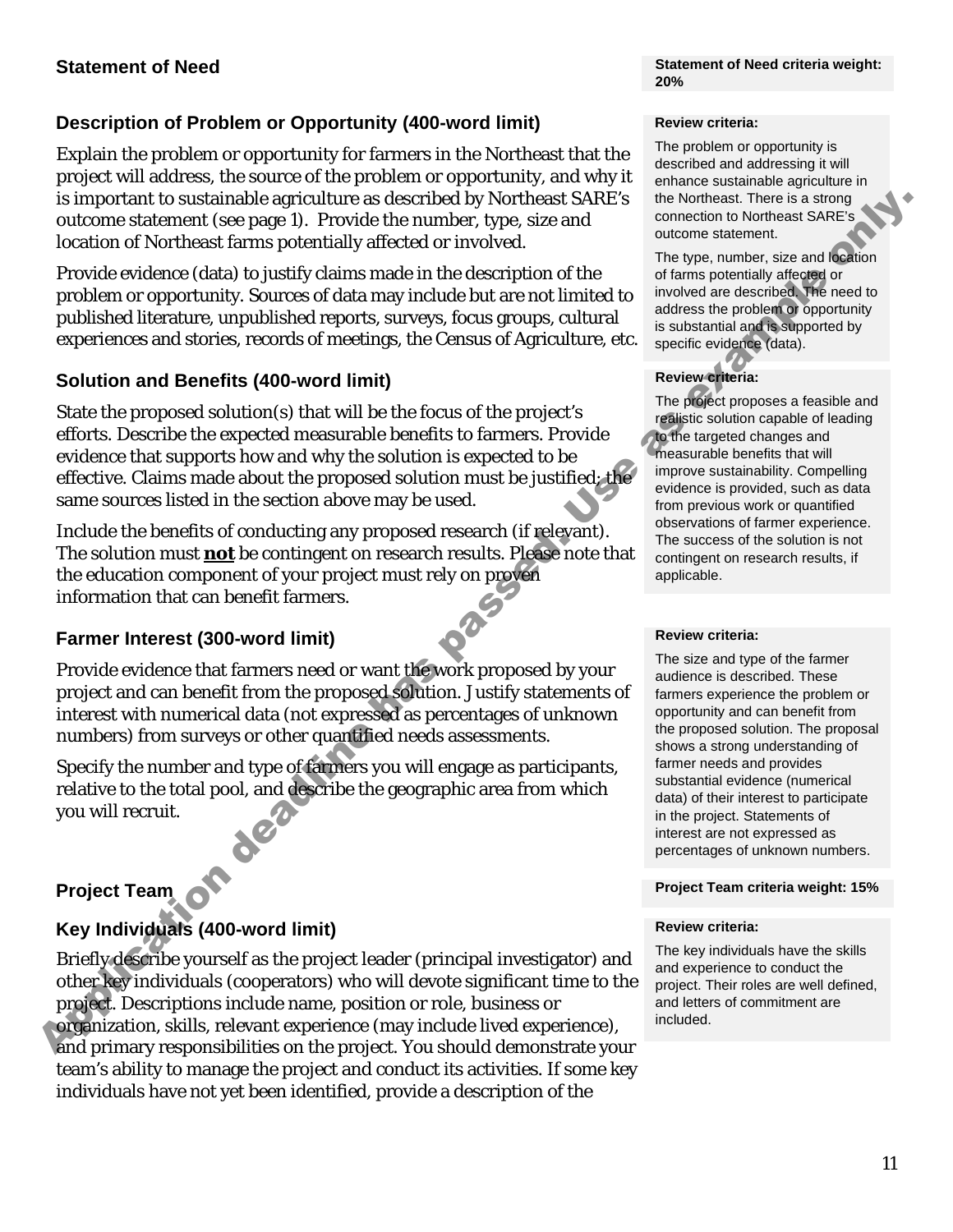## Statement of Need

**Statement of Need criteria weight: 20%**

### Description of Problem or Opportunity (400-word limit)

Explain the problem or opportunity for farmers in the Northeast that the project will address, the source of the problem or opportunity, and why it is important to sustainable agriculture as described by Northeast SARE's outcome statement (see page 1). Provide the number, type, size and location of Northeast farms potentially affected or involved.

Provide evidence (data) to justify claims made in the description of the problem or opportunity. Sources of data may include but are not limited to published literature, unpublished reports, surveys, focus groups, cultural experiences and stories, records of meetings, the Census of Agriculture, etc.

**Review criteria:**

The problem or opportunity is described and addressing it will enhance sustainable agriculture in the Northeast. There is a strong connection to Northeast SARE's outcome statement.

The type, number, size and location of farms potentially affected or involved are described. The need to address the problem or opportunity is substantial and is supported by specific evidence (data).

### Solution and Benefits (400-word limit)

State the proposed solution(s) that will be the focus of the project's efforts. Describe the expected measurable benefits to farmers. Provide evidence that supports how and why the solution is expected to be effective. Claims made about the proposed solution must be justified; the same sources listed in the section above may be used.

Include the benefits of conducting any proposed research (if relevant). The solution must **not** be contingent on research results. Please note that the education component of your project must rely on proven information that can benefit farmers.

**Review criteria:**

The project proposes a feasible and realistic solution capable of leading to the targeted changes and measurable benefits that will improve sustainability. Compelling evidence is provided, such as data from previous work or quantified observations of farmer experience. The success of the solution is not contingent on research results, if applicable.

### Farmer Interest (300-word limit)

Provide evidence that farmers need or want the work proposed by your project and can benefit from the proposed solution. Justify statements of interest with numerical data (not expressed as percentages of unknown numbers) from surveys or other quantified needs assessments.

Specify the number and type of farmers you will engage as participants, relative to the total pool, and describe the geographic area from which you will recruit.

**Review criteria:**

The size and type of the farmer audience is described. These farmers experience the problem or opportunity and can benefit from the proposed solution. The proposal shows a strong understanding of farmer needs and provides substantial evidence (numerical data) of their interest to participate in the project. Statements of interest are not expressed as percentages of unknown numbers.

## Project Team

**Project Team criteria weight: 15%**

### Key Individuals (400-word limit)

Briefly describe yourself as the project leader (principal investigator) and other key individuals (cooperators) who will devote significant time to the project. Descriptions include name, position or role, business or organization, skills, relevant experience (may include lived experience), and primary responsibilities on the project. You should demonstrate your team's ability to manage the project and conduct its activities. If some key individuals have not yet been identified, provide a description of the

**Review criteria:**

The key individuals have the skills and experience to conduct the project. Their roles are well defined, and letters of commitment are included.

Application deadline has passed. Use as example only.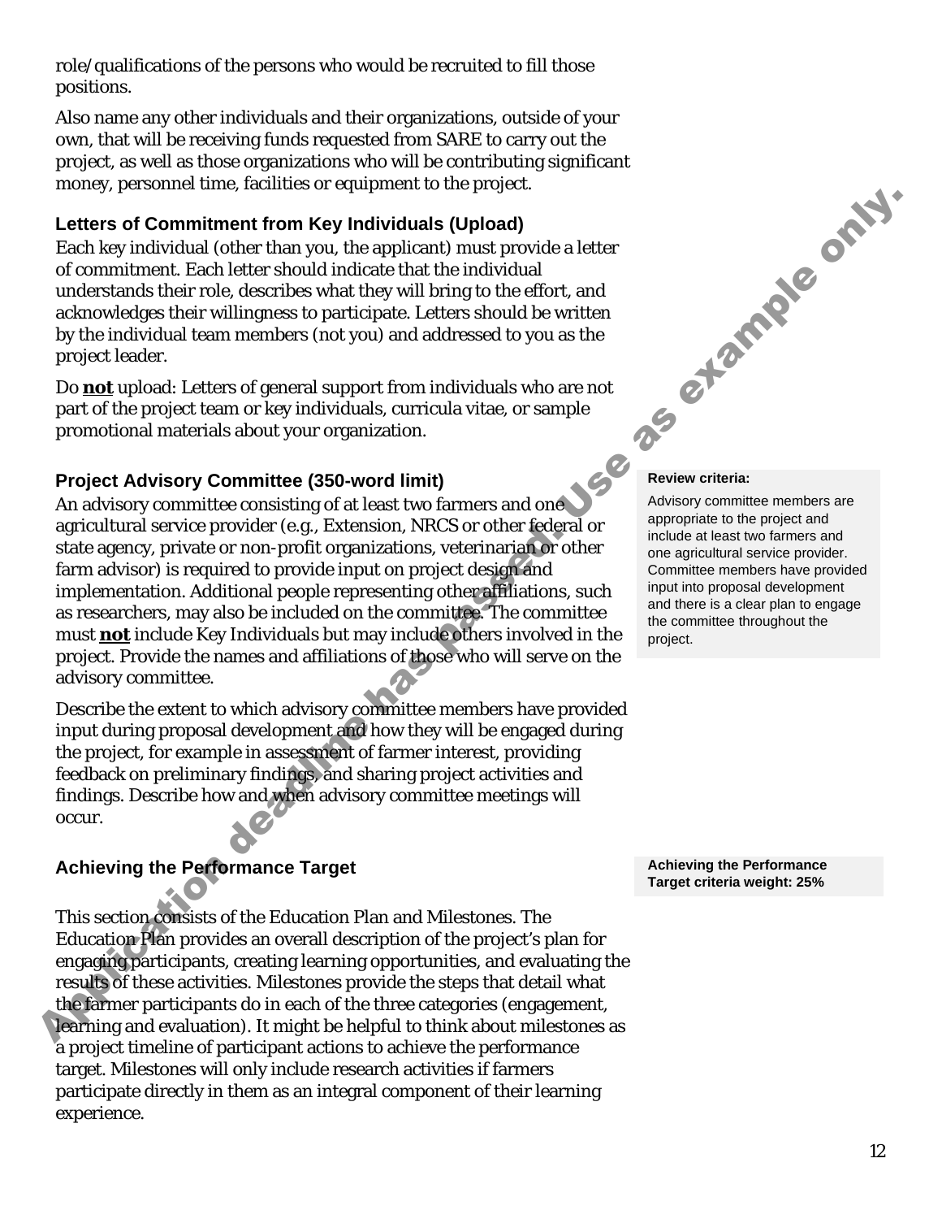role/qualifications of the persons who would be recruited to fill those positions.

Also name any other individuals and their organizations, outside of your own, that will be receiving funds requested from SARE to carry out the project, as well as those organizations who will be contributing significant money, personnel time, facilities or equipment to the project.

### Letters of Commitment from Key Individuals (Upload)

Each key individual (other than you, the applicant) must provide a letter of commitment. Each letter should indicate that the individual understands their role, describes what they will bring to the effort, and acknowledges their willingness to participate. Letters should be written by the individual team members (not you) and addressed to you as the project leader.

Do **not** upload: Letters of general support from individuals who are not part of the project team or key individuals, curricula vitae, or sample promotional materials about your organization.

### Project Advisory Committee (350-word limit)

An advisory committee consisting of at least two farmers and one agricultural service provider (e.g., Extension, NRCS or other federal or state agency, private or non-profit organizations, veterinarian or other farm advisor) is required to provide input on project design and implementation. Additional people representing other affiliations, such as researchers, may also be included on the committee. The committee must **not** include Key Individuals but may include others involved in the project. Provide the names and affiliations of those who will serve on the advisory committee.

Describe the extent to which advisory committee members have provided input during proposal development and how they will be engaged during the project, for example in assessment of farmer interest, providing feedback on preliminary findings, and sharing project activities and findings. Describe how and when advisory committee meetings will occur.

**Review criteria:**

Advisory committee members are appropriate to the project and include at least two farmers and one agricultural service provider. Committee members have provided input into proposal development and there is a clear plan to engage the committee throughout the project.

### Achieving the Performance Target

**Achieving the Performance Target criteria weight: 25%**

This section consists of the Education Plan and Milestones. The Education Plan provides an overall description of the project's plan for engaging participants, creating learning opportunities, and evaluating the results of these activities. Milestones provide the steps that detail what the farmer participants do in each of the three categories (engagement, learning and evaluation). It might be helpful to think about milestones as a project timeline of participant actions to achieve the performance target. Milestones will only include research activities if farmers participate directly in them as an integral component of their learning experience.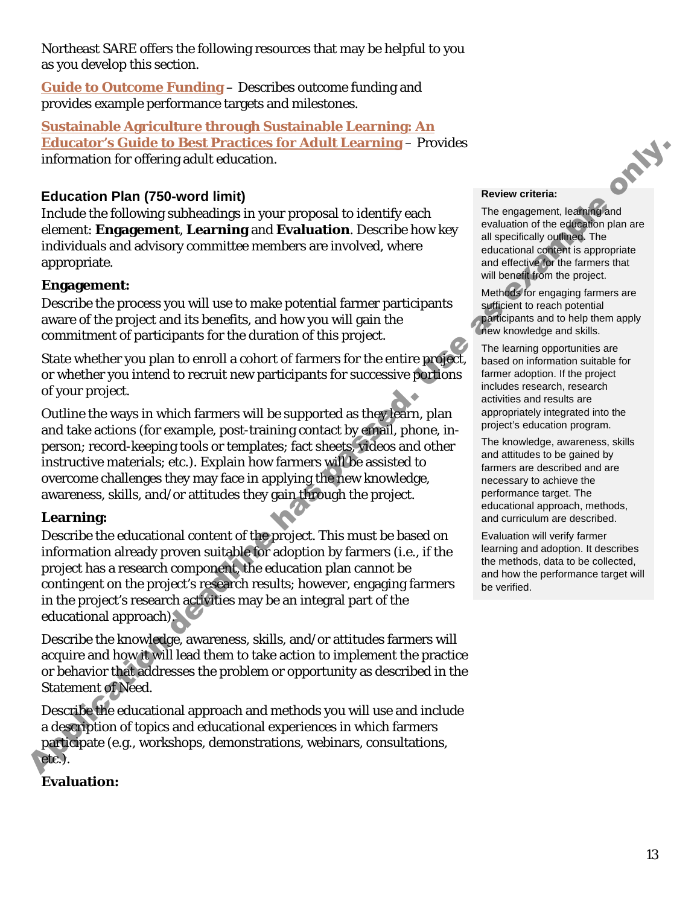Northeast SARE offers the following resources that may be helpful to you as you develop this section.

**Guide to Outcome Funding** – Describes outcome funding and provides example performance targets and milestones.

**Sustainable Agriculture through Sustainable Learning: An Educator's Guide to Best Practices for Adult Learning** – Provides information for offering adult education.

### Education Plan (750-word limit)

Include the following subheadings in your proposal to identify each element: **Engagement**, **Learning** and **Evaluation**. Describe how key individuals and advisory committee members are involved, where appropriate.

**Engagement:**

Describe the process you will use to make potential farmer participants aware of the project and its benefits, and how you will gain the commitment of participants for the duration of this project.

State whether you plan to enroll a cohort of farmers for the entire project, or whether you intend to recruit new participants for successive portions of your project.

Outline the ways in which farmers will be supported as they learn, plan and take actions (for example, post-training contact by email, phone, in-person; record-keeping tools or templates; fact sheets, videos and other instructive materials; etc.). Explain how farmers will be assisted to overcome challenges they may face in applying the new knowledge, awareness, skills, and/or attitudes they gain through the project.

**Learning:**

Describe the educational content of the project. This must be based on information already proven suitable for adoption by farmers (i.e., if the project has a research component, the education plan cannot be contingent on the project's research results; however, engaging farmers in the project's research activities may be an integral part of the educational approach).

Describe the knowledge, awareness, skills, and/or attitudes farmers will acquire and how it will lead them to take action to implement the practice or behavior that addresses the problem or opportunity as described in the Statement of Need.

Describe the educational approach and methods you will use and include a description of topics and educational experiences in which farmers participate (e.g., workshops, demonstrations, webinars, consultations, etc.).

**Evaluation:**

**Review criteria:**

The engagement, learning and evaluation of the education plan are all specifically outlined. The educational content is appropriate and effective for the farmers that will benefit from the project.

Methods for engaging farmers are sufficient to reach potential participants and to help them apply new knowledge and skills.

The learning opportunities are based on information suitable for farmer adoption. If the project includes research, research activities and results are appropriately integrated into the project's education program.

The knowledge, awareness, skills and attitudes to be gained by farmers are described and are necessary to achieve the performance target. The educational approach, methods, and curriculum are described.

Evaluation will verify farmer learning and adoption. It describes the methods, data to be collected, and how the performance target will be verified.

Application deadline has passed. Use as example only.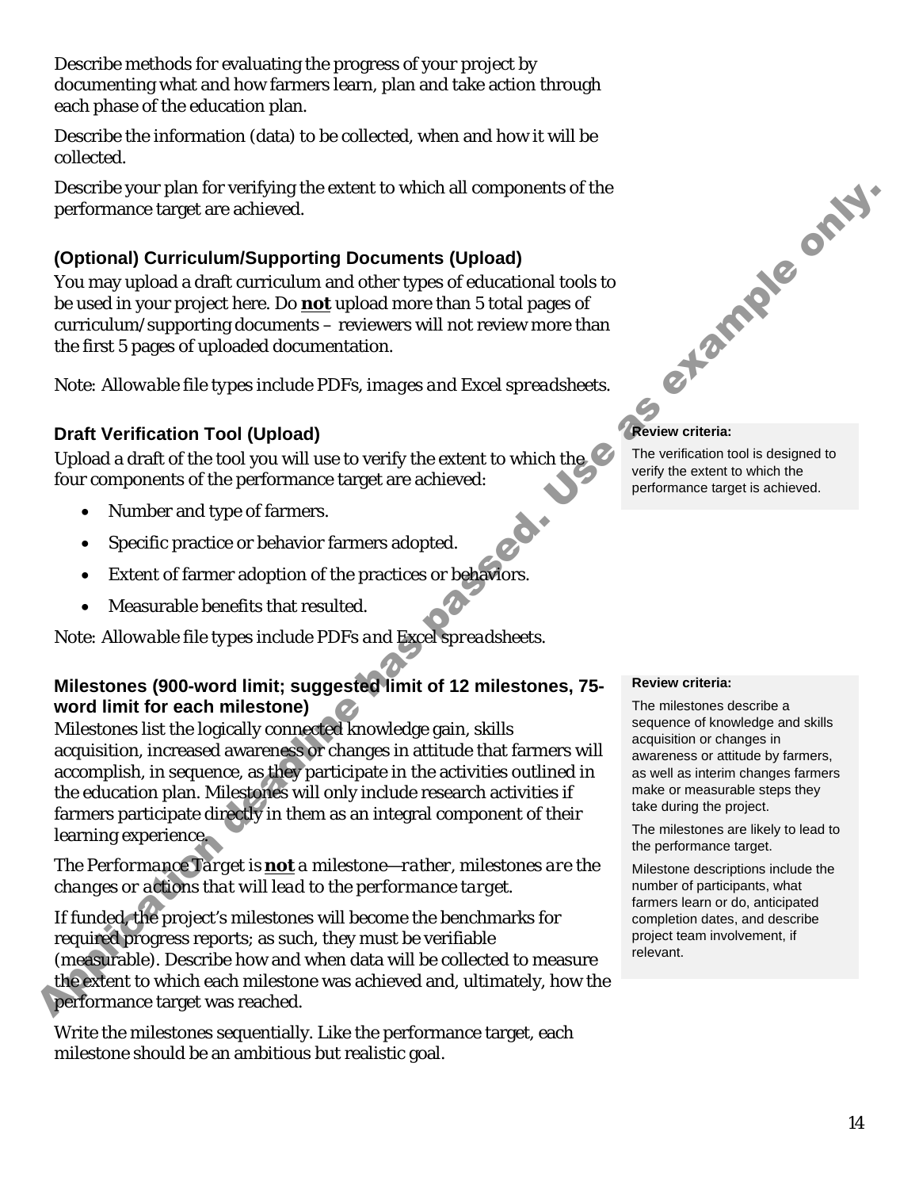Describe methods for evaluating the progress of your project by documenting what and how farmers learn, plan and take action through each phase of the education plan.

Describe the information (data) to be collected, when and how it will be collected.

Describe your plan for verifying the extent to which all components of the performance target are achieved.

### (Optional) Curriculum/Supporting Documents (Upload)

You may upload a draft curriculum and other types of educational tools to be used in your project here. Do **not** upload more than 5 total pages of curriculum/supporting documents – reviewers will not review more than the first 5 pages of uploaded documentation.

*Note: Allowable file types include PDFs, images and Excel spreadsheets.*

### Draft Verification Tool (Upload)

Upload a draft of the tool you will use to verify the extent to which the four components of the performance target are achieved:

- Number and type of farmers.
- Specific practice or behavior farmers adopted.
- Extent of farmer adoption of the practices or behaviors.
- Measurable benefits that resulted.

*Note: Allowable file types include PDFs and Excel spreadsheets.*

**Review criteria:**

The verification tool is designed to verify the extent to which the performance target is achieved.

### Milestones (900-word limit; suggested limit of 12 milestones, 75-word limit for each milestone)

Milestones list the logically connected knowledge gain, skills acquisition, increased awareness or changes in attitude that farmers will accomplish, in sequence, as they participate in the activities outlined in the education plan. Milestones will only include research activities if farmers participate directly in them as an integral component of their learning experience.

*The Performance Target is **not** a milestone—rather, milestones are the changes or actions that will lead to the performance target.*

If funded, the project's milestones will become the benchmarks for required progress reports; as such, they must be verifiable (measurable). Describe how and when data will be collected to measure the extent to which each milestone was achieved and, ultimately, how the performance target was reached.

Write the milestones sequentially. Like the performance target, each milestone should be an ambitious but realistic goal.

**Review criteria:**

The milestones describe a sequence of knowledge and skills acquisition or changes in awareness or attitude by farmers, as well as interim changes farmers make or measurable steps they take during the project.

The milestones are likely to lead to the performance target.

Milestone descriptions include the number of participants, what farmers learn or do, anticipated completion dates, and describe project team involvement, if relevant.

Application deadline has passed. Use as example only.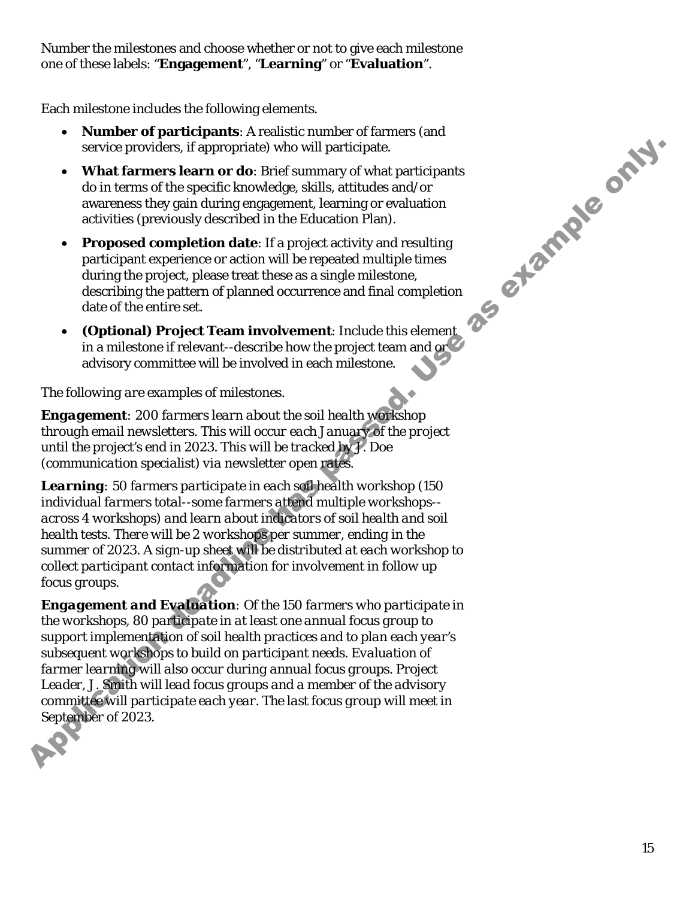Number the milestones and choose whether or not to give each milestone one of these labels: "**Engagement**", "**Learning**" or "**Evaluation**".

Each milestone includes the following elements.

- **Number of participants**: A realistic number of farmers (and service providers, if appropriate) who will participate.
- **What farmers learn or do**: Brief summary of what participants do in terms of the specific knowledge, skills, attitudes and/or awareness they gain during engagement, learning or evaluation activities (previously described in the Education Plan).
- **Proposed completion date**: If a project activity and resulting participant experience or action will be repeated multiple times during the project, please treat these as a single milestone, describing the pattern of planned occurrence and final completion date of the entire set.
- **(Optional) Project Team involvement**: Include this element in a milestone if relevant--describe how the project team and or advisory committee will be involved in each milestone.

*The following are examples of milestones.*

***Engagement***: *200 farmers learn about the soil health workshop through email newsletters. This will occur each January of the project until the project's end in 2023. This will be tracked by J. Doe (communication specialist) via newsletter open rates.*

***Learning***: *50 farmers participate in each soil health workshop (150 individual farmers total--some farmers attend multiple workshops--across 4 workshops) and learn about indicators of soil health and soil health tests. There will be 2 workshops per summer, ending in the summer of 2023. A sign-up sheet will be distributed at each workshop to collect participant contact information for involvement in follow up focus groups.*

***Engagement and Evaluation***: *Of the 150 farmers who participate in the workshops, 80 participate in at least one annual focus group to support implementation of soil health practices and to plan each year's subsequent workshops to build on participant needs. Evaluation of farmer learning will also occur during annual focus groups. Project Leader, J. Smith will lead focus groups and a member of the advisory committee will participate each year. The last focus group will meet in September of 2023.*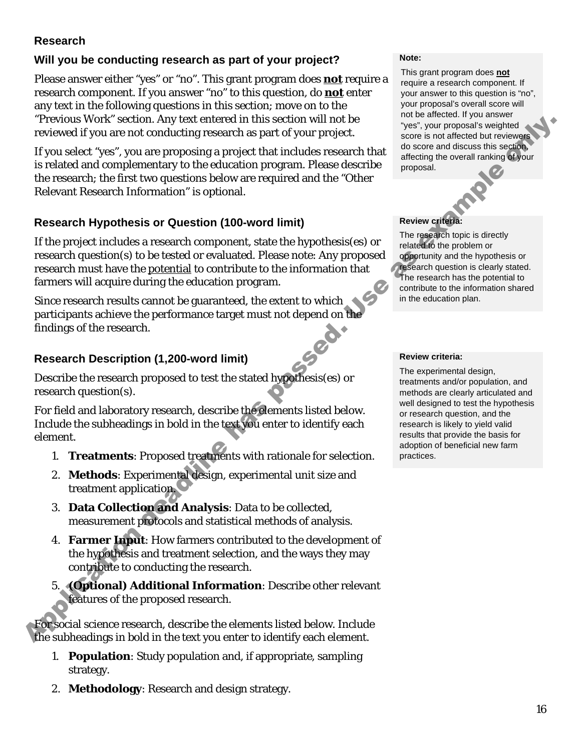## Research

### Will you be conducting research as part of your project?

Please answer either "yes" or "no". This grant program does **not** require a research component. If you answer "no" to this question, do **not** enter any text in the following questions in this section; move on to the "Previous Work" section. Any text entered in this section will not be reviewed if you are not conducting research as part of your project.

If you select "yes", you are proposing a project that includes research that is related and complementary to the education program. Please describe the research; the first two questions below are required and the "Other Relevant Research Information" is optional.

> **Note:**
>
> This grant program does **not** require a research component. If your answer to this question is "no", your proposal's overall score will not be affected. If you answer "yes", your proposal's weighted score is not affected but reviewers do score and discuss this section, affecting the overall ranking of your proposal.

### Research Hypothesis or Question (100-word limit)

If the project includes a research component, state the hypothesis(es) or research question(s) to be tested or evaluated. Please note: Any proposed research must have the potential to contribute to the information that farmers will acquire during the education program.

Since research results cannot be guaranteed, the extent to which participants achieve the performance target must not depend on the findings of the research.

> **Review criteria:**
>
> The research topic is directly related to the problem or opportunity and the hypothesis or research question is clearly stated. The research has the potential to contribute to the information shared in the education plan.

### Research Description (1,200-word limit)

Describe the research proposed to test the stated hypothesis(es) or research question(s).

For field and laboratory research, describe the elements listed below. Include the subheadings in bold in the text you enter to identify each element.

1. **Treatments**: Proposed treatments with rationale for selection.
2. **Methods**: Experimental design, experimental unit size and treatment application.
3. **Data Collection and Analysis**: Data to be collected, measurement protocols and statistical methods of analysis.
4. **Farmer Input**: How farmers contributed to the development of the hypothesis and treatment selection, and the ways they may contribute to conducting the research.
5. **(Optional) Additional Information**: Describe other relevant features of the proposed research.

For social science research, describe the elements listed below. Include the subheadings in bold in the text you enter to identify each element.

1. **Population**: Study population and, if appropriate, sampling strategy.
2. **Methodology**: Research and design strategy.

> **Review criteria:**
>
> The experimental design, treatments and/or population, and methods are clearly articulated and well designed to test the hypothesis or research question, and the research is likely to yield valid results that provide the basis for adoption of beneficial new farm practices.

Application deadline has passed. Use as example only.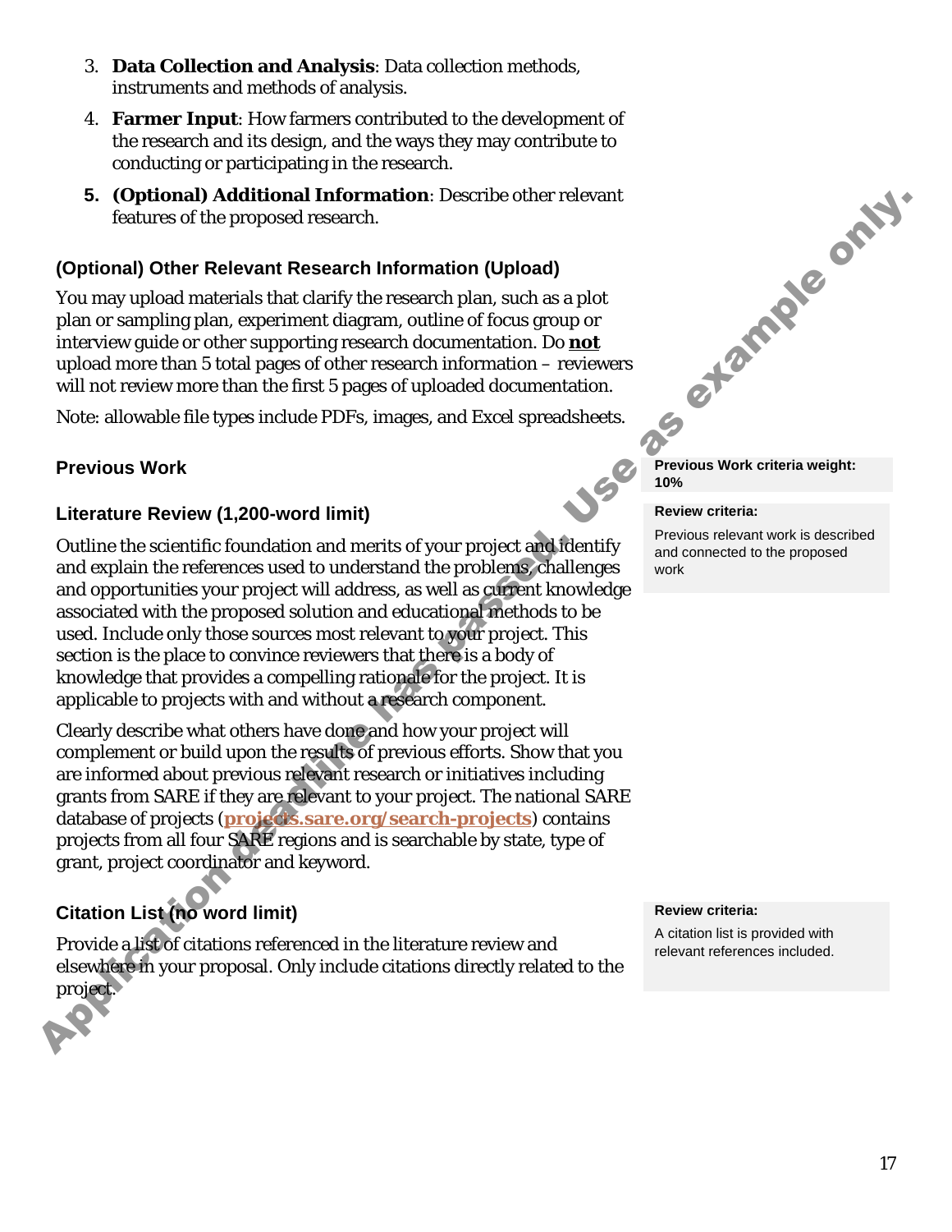3. **Data Collection and Analysis**: Data collection methods, instruments and methods of analysis.
4. **Farmer Input**: How farmers contributed to the development of the research and its design, and the ways they may contribute to conducting or participating in the research.
5. **(Optional) Additional Information**: Describe other relevant features of the proposed research.

### (Optional) Other Relevant Research Information (Upload)

You may upload materials that clarify the research plan, such as a plot plan or sampling plan, experiment diagram, outline of focus group or interview guide or other supporting research documentation. Do **not** upload more than 5 total pages of other research information – reviewers will not review more than the first 5 pages of uploaded documentation.

Note: allowable file types include PDFs, images, and Excel spreadsheets.

## Previous Work

**Previous Work criteria weight: 10%**

### Literature Review (1,200-word limit)

**Review criteria:**

Previous relevant work is described and connected to the proposed work

Outline the scientific foundation and merits of your project and identify and explain the references used to understand the problems, challenges and opportunities your project will address, as well as current knowledge associated with the proposed solution and educational methods to be used. Include only those sources most relevant to your project. This section is the place to convince reviewers that there is a body of knowledge that provides a compelling rationale for the project. It is applicable to projects with and without a research component.

Clearly describe what others have done and how your project will complement or build upon the results of previous efforts. Show that you are informed about previous relevant research or initiatives including grants from SARE if they are relevant to your project. The national SARE database of projects (projects.sare.org/search-projects) contains projects from all four SARE regions and is searchable by state, type of grant, project coordinator and keyword.

### Citation List (no word limit)

**Review criteria:**

A citation list is provided with relevant references included.

Provide a list of citations referenced in the literature review and elsewhere in your proposal. Only include citations directly related to the project.

Application deadline has passed. Use as example only.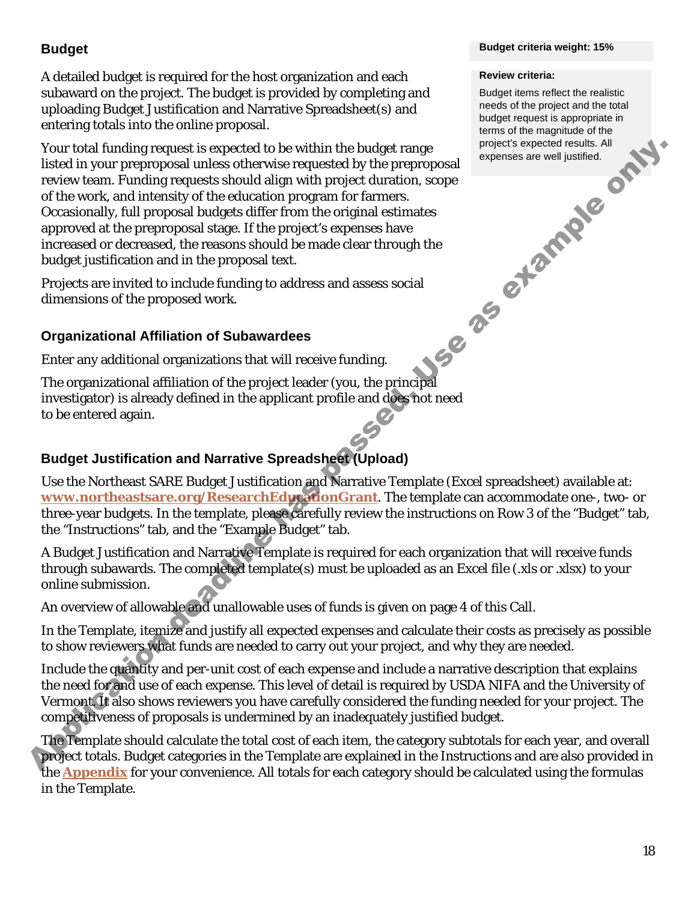## Budget

A detailed budget is required for the host organization and each subaward on the project. The budget is provided by completing and uploading Budget Justification and Narrative Spreadsheet(s) and entering totals into the online proposal.

Your total funding request is expected to be within the budget range listed in your preproposal unless otherwise requested by the preproposal review team. Funding requests should align with project duration, scope of the work, and intensity of the education program for farmers. Occasionally, full proposal budgets differ from the original estimates approved at the preproposal stage. If the project's expenses have increased or decreased, the reasons should be made clear through the budget justification and in the proposal text.

Projects are invited to include funding to address and assess social dimensions of the proposed work.

**Budget criteria weight: 15%**

**Review criteria:**

Budget items reflect the realistic needs of the project and the total budget request is appropriate in terms of the magnitude of the project's expected results. All expenses are well justified.

Application deadline has passed. Use as example only.

### Organizational Affiliation of Subawardees

Enter any additional organizations that will receive funding.

The organizational affiliation of the project leader (you, the principal investigator) is already defined in the applicant profile and does not need to be entered again.

### Budget Justification and Narrative Spreadsheet (Upload)

Use the Northeast SARE Budget Justification and Narrative Template (Excel spreadsheet) available at: **www.northeastsare.org/ResearchEducationGrant**. The template can accommodate one-, two- or three-year budgets. In the template, please carefully review the instructions on Row 3 of the "Budget" tab, the "Instructions" tab, and the "Example Budget" tab.

A Budget Justification and Narrative Template is required for each organization that will receive funds through subawards. The completed template(s) must be uploaded as an Excel file (.xls or .xlsx) to your online submission.

An overview of allowable and unallowable uses of funds is given on page 4 of this Call.

In the Template, itemize and justify all expected expenses and calculate their costs as precisely as possible to show reviewers what funds are needed to carry out your project, and why they are needed.

Include the quantity and per-unit cost of each expense and include a narrative description that explains the need for and use of each expense. This level of detail is required by USDA NIFA and the University of Vermont. It also shows reviewers you have carefully considered the funding needed for your project. The competitiveness of proposals is undermined by an inadequately justified budget.

The Template should calculate the total cost of each item, the category subtotals for each year, and overall project totals. Budget categories in the Template are explained in the Instructions and are also provided in the **Appendix** for your convenience. All totals for each category should be calculated using the formulas in the Template.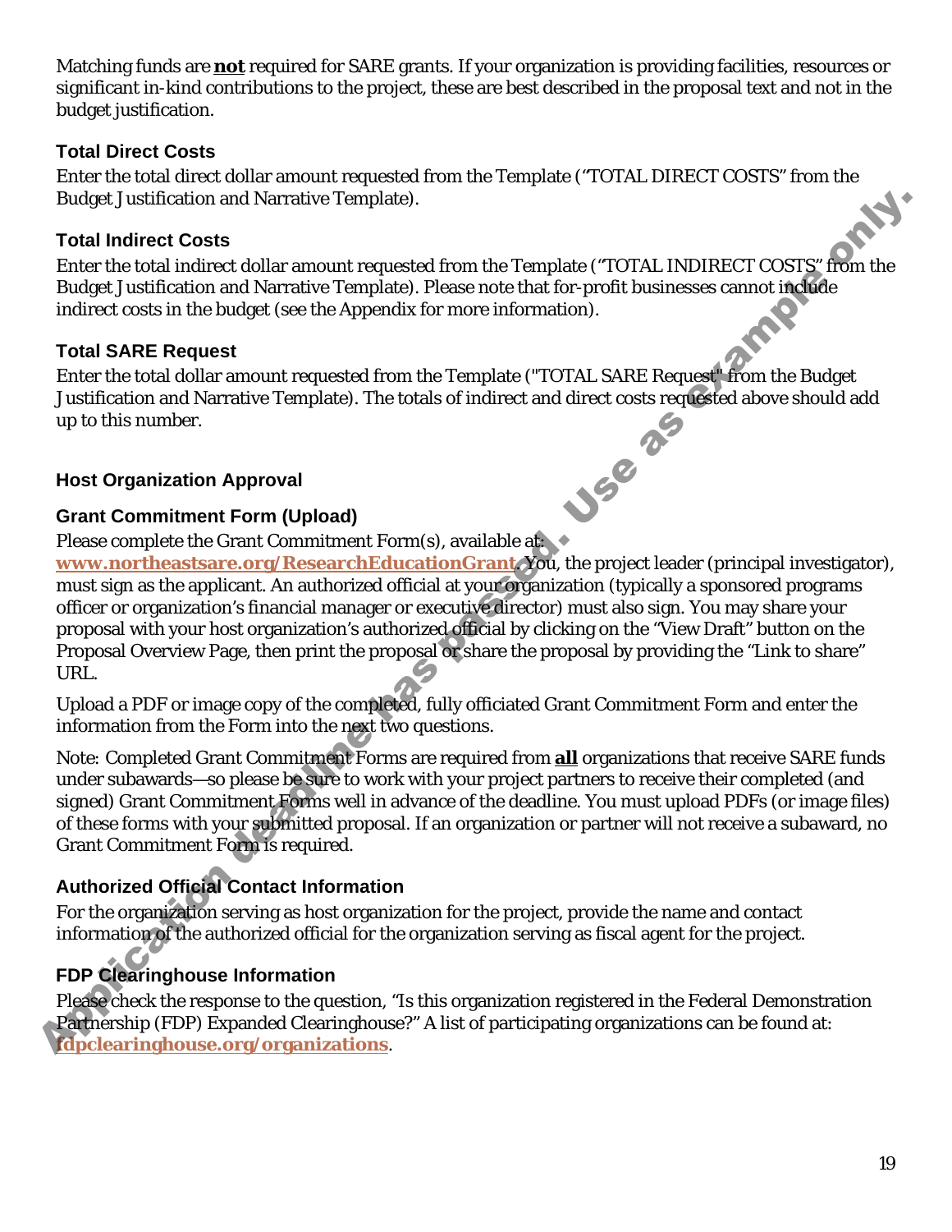Matching funds are **not** required for SARE grants. If your organization is providing facilities, resources or significant in-kind contributions to the project, these are best described in the proposal text and not in the budget justification.

### Total Direct Costs

Enter the total direct dollar amount requested from the Template ("TOTAL DIRECT COSTS" from the Budget Justification and Narrative Template).

### Total Indirect Costs

Enter the total indirect dollar amount requested from the Template ("TOTAL INDIRECT COSTS" from the Budget Justification and Narrative Template). Please note that for-profit businesses cannot include indirect costs in the budget (see the Appendix for more information).

### Total SARE Request

Enter the total dollar amount requested from the Template ("TOTAL SARE Request" from the Budget Justification and Narrative Template). The totals of indirect and direct costs requested above should add up to this number.

## Host Organization Approval

### Grant Commitment Form (Upload)

Please complete the Grant Commitment Form(s), available at: **www.northeastsare.org/ResearchEducationGrant**. You, the project leader (principal investigator), must sign as the applicant. An authorized official at your organization (typically a sponsored programs officer or organization's financial manager or executive director) must also sign. You may share your proposal with your host organization's authorized official by clicking on the "View Draft" button on the Proposal Overview Page, then print the proposal or share the proposal by providing the "Link to share" URL.

Upload a PDF or image copy of the completed, fully officiated Grant Commitment Form and enter the information from the Form into the next two questions.

Note: Completed Grant Commitment Forms are required from **all** organizations that receive SARE funds under subawards—so please be sure to work with your project partners to receive their completed (and signed) Grant Commitment Forms well in advance of the deadline. You must upload PDFs (or image files) of these forms with your submitted proposal. If an organization or partner will not receive a subaward, no Grant Commitment Form is required.

### Authorized Official Contact Information

For the organization serving as host organization for the project, provide the name and contact information of the authorized official for the organization serving as fiscal agent for the project.

### FDP Clearinghouse Information

Please check the response to the question, "Is this organization registered in the Federal Demonstration Partnership (FDP) Expanded Clearinghouse?" A list of participating organizations can be found at: **fdpclearinghouse.org/organizations**.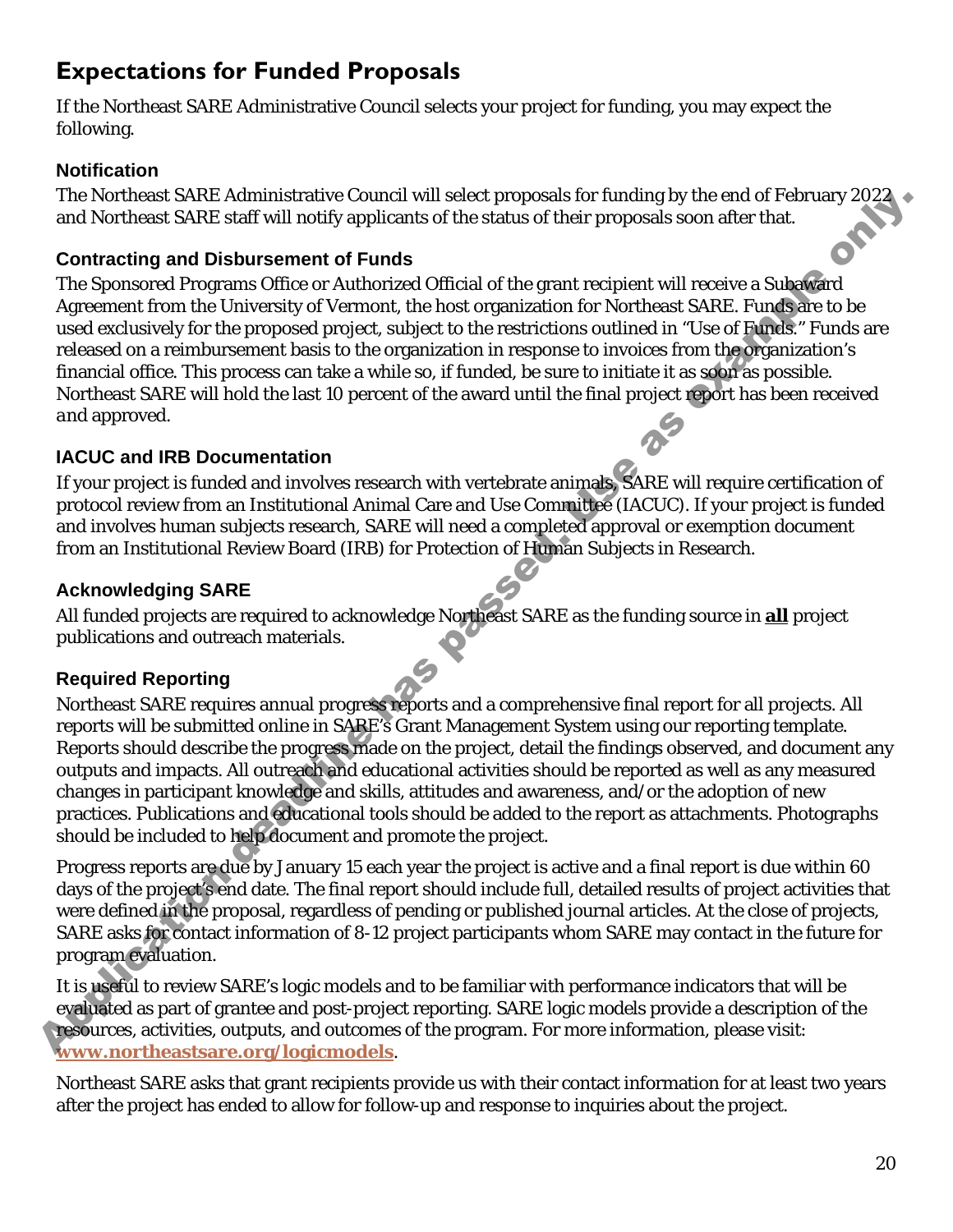## Expectations for Funded Proposals

If the Northeast SARE Administrative Council selects your project for funding, you may expect the following.

### Notification

The Northeast SARE Administrative Council will select proposals for funding by the end of February 2022 and Northeast SARE staff will notify applicants of the status of their proposals soon after that.

### Contracting and Disbursement of Funds

The Sponsored Programs Office or Authorized Official of the grant recipient will receive a Subaward Agreement from the University of Vermont, the host organization for Northeast SARE. Funds are to be used exclusively for the proposed project, subject to the restrictions outlined in "Use of Funds." Funds are released on a reimbursement basis to the organization in response to invoices from the organization's financial office. This process can take a while so, if funded, be sure to initiate it as soon as possible. Northeast SARE will hold the last 10 percent of the award until the final project report has been received and approved.

### IACUC and IRB Documentation

If your project is funded and involves research with vertebrate animals, SARE will require certification of protocol review from an Institutional Animal Care and Use Committee (IACUC). If your project is funded and involves human subjects research, SARE will need a completed approval or exemption document from an Institutional Review Board (IRB) for Protection of Human Subjects in Research.

### Acknowledging SARE

All funded projects are required to acknowledge Northeast SARE as the funding source in **all** project publications and outreach materials.

### Required Reporting

Northeast SARE requires annual progress reports and a comprehensive final report for all projects. All reports will be submitted online in SARE's Grant Management System using our reporting template. Reports should describe the progress made on the project, detail the findings observed, and document any outputs and impacts. All outreach and educational activities should be reported as well as any measured changes in participant knowledge and skills, attitudes and awareness, and/or the adoption of new practices. Publications and educational tools should be added to the report as attachments. Photographs should be included to help document and promote the project.

Progress reports are due by January 15 each year the project is active and a final report is due within 60 days of the project's end date. The final report should include full, detailed results of project activities that were defined in the proposal, regardless of pending or published journal articles. At the close of projects, SARE asks for contact information of 8-12 project participants whom SARE may contact in the future for program evaluation.

It is useful to review SARE's logic models and to be familiar with performance indicators that will be evaluated as part of grantee and post-project reporting. SARE logic models provide a description of the resources, activities, outputs, and outcomes of the program. For more information, please visit: **www.northeastsare.org/logicmodels**.

Northeast SARE asks that grant recipients provide us with their contact information for at least two years after the project has ended to allow for follow-up and response to inquiries about the project.

Application deadline has passed. Use as example only.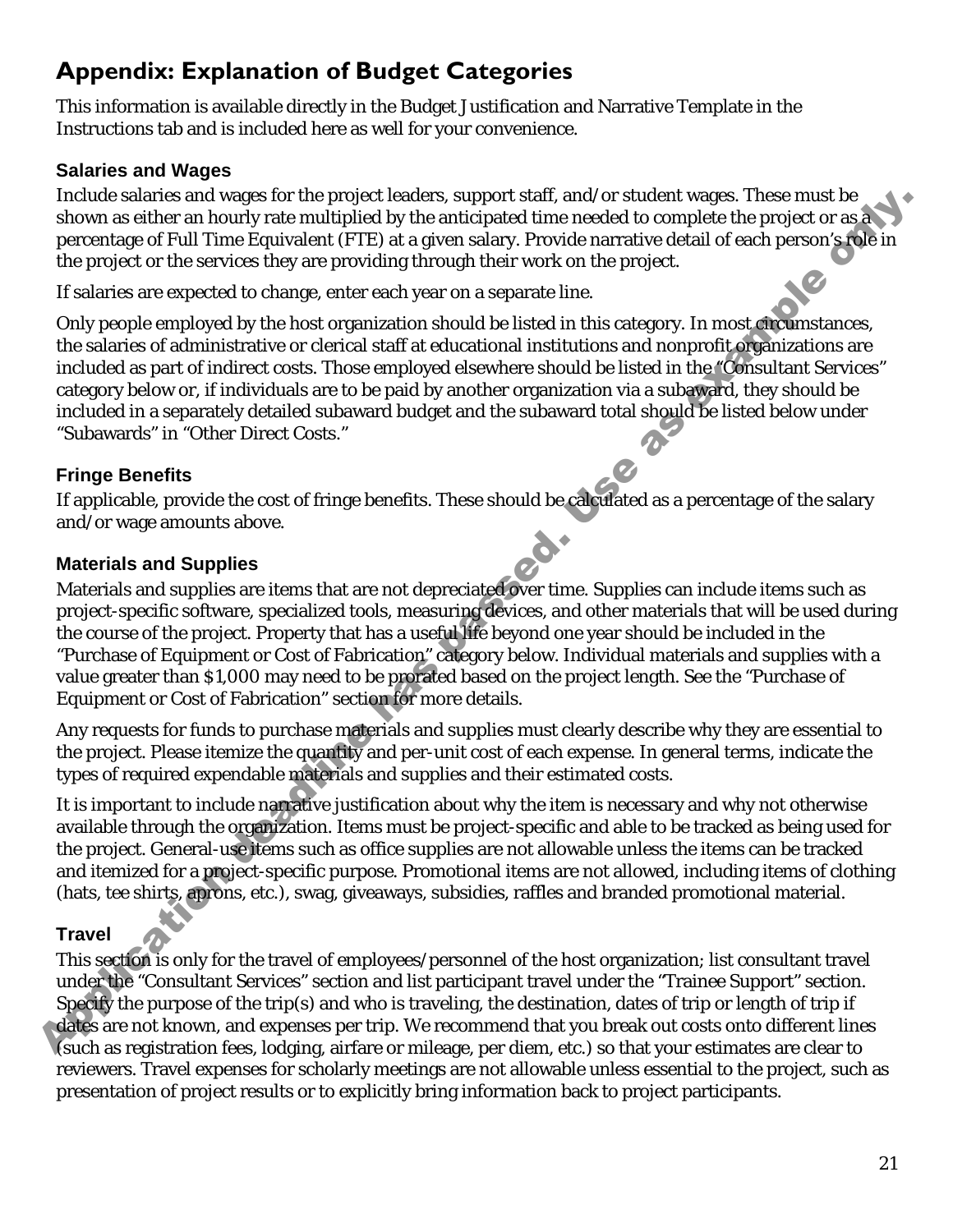# Appendix: Explanation of Budget Categories

This information is available directly in the Budget Justification and Narrative Template in the Instructions tab and is included here as well for your convenience.

## Salaries and Wages

Include salaries and wages for the project leaders, support staff, and/or student wages. These must be shown as either an hourly rate multiplied by the anticipated time needed to complete the project or as a percentage of Full Time Equivalent (FTE) at a given salary. Provide narrative detail of each person's role in the project or the services they are providing through their work on the project.

If salaries are expected to change, enter each year on a separate line.

Only people employed by the host organization should be listed in this category. In most circumstances, the salaries of administrative or clerical staff at educational institutions and nonprofit organizations are included as part of indirect costs. Those employed elsewhere should be listed in the "Consultant Services" category below or, if individuals are to be paid by another organization via a subaward, they should be included in a separately detailed subaward budget and the subaward total should be listed below under "Subawards" in "Other Direct Costs."

## Fringe Benefits

If applicable, provide the cost of fringe benefits. These should be calculated as a percentage of the salary and/or wage amounts above.

## Materials and Supplies

Materials and supplies are items that are not depreciated over time. Supplies can include items such as project-specific software, specialized tools, measuring devices, and other materials that will be used during the course of the project. Property that has a useful life beyond one year should be included in the "Purchase of Equipment or Cost of Fabrication" category below. Individual materials and supplies with a value greater than $1,000 may need to be prorated based on the project length. See the "Purchase of Equipment or Cost of Fabrication" section for more details.

Any requests for funds to purchase materials and supplies must clearly describe why they are essential to the project. Please itemize the quantity and per-unit cost of each expense. In general terms, indicate the types of required expendable materials and supplies and their estimated costs.

It is important to include narrative justification about why the item is necessary and why not otherwise available through the organization. Items must be project-specific and able to be tracked as being used for the project. General-use items such as office supplies are not allowable unless the items can be tracked and itemized for a project-specific purpose. Promotional items are not allowed, including items of clothing (hats, tee shirts, aprons, etc.), swag, giveaways, subsidies, raffles and branded promotional material.

## Travel

This section is only for the travel of employees/personnel of the host organization; list consultant travel under the "Consultant Services" section and list participant travel under the "Trainee Support" section. Specify the purpose of the trip(s) and who is traveling, the destination, dates of trip or length of trip if dates are not known, and expenses per trip. We recommend that you break out costs onto different lines (such as registration fees, lodging, airfare or mileage, per diem, etc.) so that your estimates are clear to reviewers. Travel expenses for scholarly meetings are not allowable unless essential to the project, such as presentation of project results or to explicitly bring information back to project participants.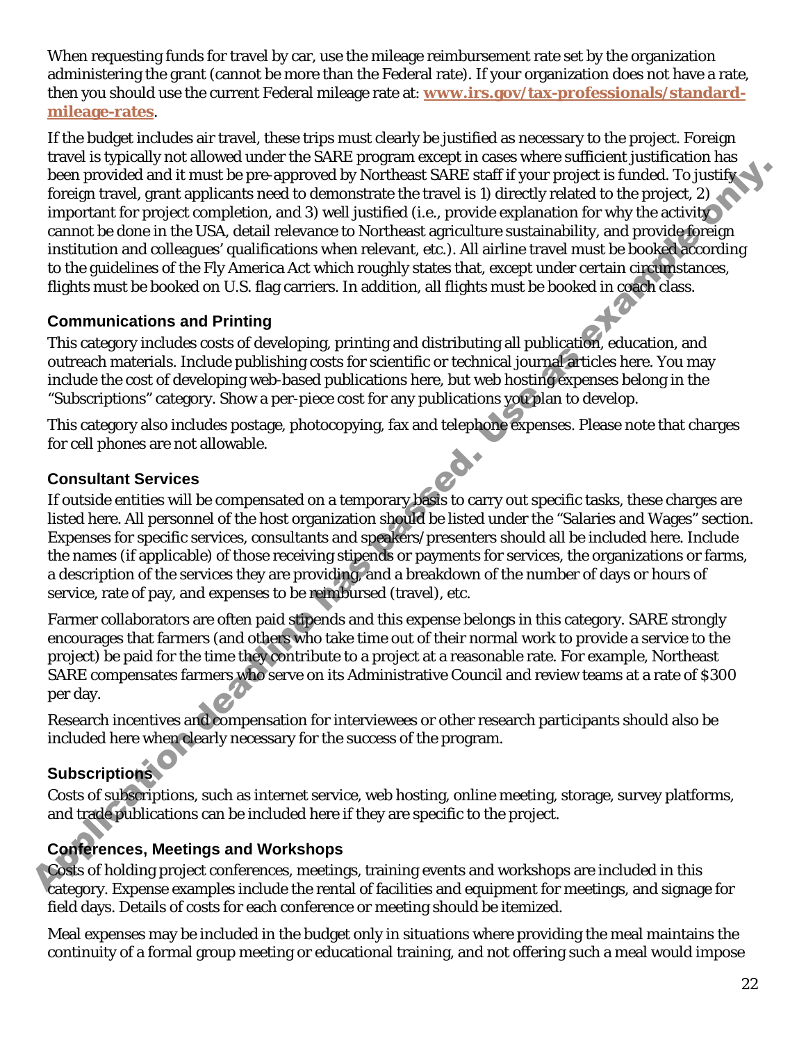When requesting funds for travel by car, use the mileage reimbursement rate set by the organization administering the grant (cannot be more than the Federal rate). If your organization does not have a rate, then you should use the current Federal mileage rate at: **www.irs.gov/tax-professionals/standard-mileage-rates**.

If the budget includes air travel, these trips must clearly be justified as necessary to the project. Foreign travel is typically not allowed under the SARE program except in cases where sufficient justification has been provided and it must be pre-approved by Northeast SARE staff if your project is funded. To justify foreign travel, grant applicants need to demonstrate the travel is 1) directly related to the project, 2) important for project completion, and 3) well justified (i.e., provide explanation for why the activity cannot be done in the USA, detail relevance to Northeast agriculture sustainability, and provide foreign institution and colleagues' qualifications when relevant, etc.). All airline travel must be booked according to the guidelines of the Fly America Act which roughly states that, except under certain circumstances, flights must be booked on U.S. flag carriers. In addition, all flights must be booked in coach class.

### Communications and Printing

This category includes costs of developing, printing and distributing all publication, education, and outreach materials. Include publishing costs for scientific or technical journal articles here. You may include the cost of developing web-based publications here, but web hosting expenses belong in the "Subscriptions" category. Show a per-piece cost for any publications you plan to develop.

This category also includes postage, photocopying, fax and telephone expenses. Please note that charges for cell phones are not allowable.

### Consultant Services

If outside entities will be compensated on a temporary basis to carry out specific tasks, these charges are listed here. All personnel of the host organization should be listed under the "Salaries and Wages" section. Expenses for specific services, consultants and speakers/presenters should all be included here. Include the names (if applicable) of those receiving stipends or payments for services, the organizations or farms, a description of the services they are providing, and a breakdown of the number of days or hours of service, rate of pay, and expenses to be reimbursed (travel), etc.

Farmer collaborators are often paid stipends and this expense belongs in this category. SARE strongly encourages that farmers (and others who take time out of their normal work to provide a service to the project) be paid for the time they contribute to a project at a reasonable rate. For example, Northeast SARE compensates farmers who serve on its Administrative Council and review teams at a rate of $300 per day.

Research incentives and compensation for interviewees or other research participants should also be included here when clearly necessary for the success of the program.

### Subscriptions

Costs of subscriptions, such as internet service, web hosting, online meeting, storage, survey platforms, and trade publications can be included here if they are specific to the project.

### Conferences, Meetings and Workshops

Costs of holding project conferences, meetings, training events and workshops are included in this category. Expense examples include the rental of facilities and equipment for meetings, and signage for field days. Details of costs for each conference or meeting should be itemized.

Meal expenses may be included in the budget only in situations where providing the meal maintains the continuity of a formal group meeting or educational training, and not offering such a meal would impose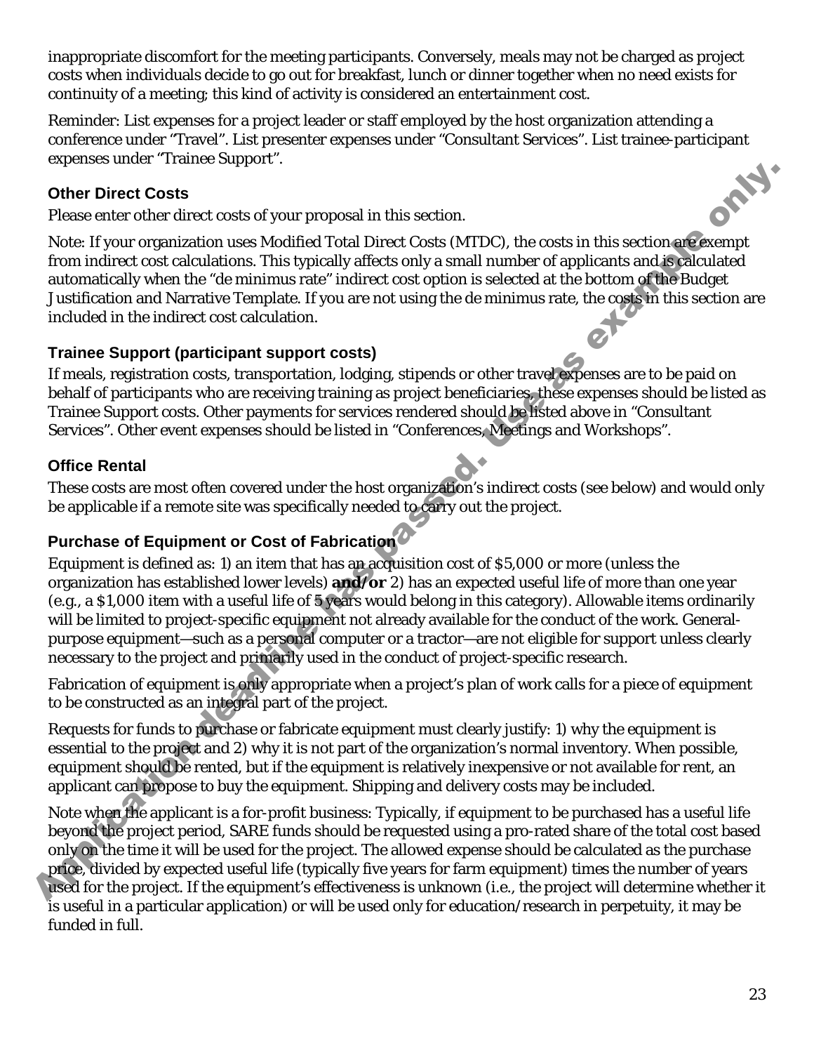inappropriate discomfort for the meeting participants. Conversely, meals may not be charged as project costs when individuals decide to go out for breakfast, lunch or dinner together when no need exists for continuity of a meeting; this kind of activity is considered an entertainment cost.

Reminder: List expenses for a project leader or staff employed by the host organization attending a conference under "Travel". List presenter expenses under "Consultant Services". List trainee-participant expenses under "Trainee Support".

### Other Direct Costs

Please enter other direct costs of your proposal in this section.

Note: If your organization uses Modified Total Direct Costs (MTDC), the costs in this section are exempt from indirect cost calculations. This typically affects only a small number of applicants and is calculated automatically when the "de minimus rate" indirect cost option is selected at the bottom of the Budget Justification and Narrative Template. If you are not using the de minimus rate, the costs in this section are included in the indirect cost calculation.

### Trainee Support (participant support costs)

If meals, registration costs, transportation, lodging, stipends or other travel expenses are to be paid on behalf of participants who are receiving training as project beneficiaries, these expenses should be listed as Trainee Support costs. Other payments for services rendered should be listed above in "Consultant Services". Other event expenses should be listed in "Conferences, Meetings and Workshops".

### Office Rental

These costs are most often covered under the host organization's indirect costs (see below) and would only be applicable if a remote site was specifically needed to carry out the project.

### Purchase of Equipment or Cost of Fabrication

Equipment is defined as: 1) an item that has an acquisition cost of $5,000 or more (unless the organization has established lower levels) **and/or** 2) has an expected useful life of more than one year (e.g., a $1,000 item with a useful life of 5 years would belong in this category). Allowable items ordinarily will be limited to project-specific equipment not already available for the conduct of the work. General-purpose equipment—such as a personal computer or a tractor—are not eligible for support unless clearly necessary to the project and primarily used in the conduct of project-specific research.

Fabrication of equipment is only appropriate when a project's plan of work calls for a piece of equipment to be constructed as an integral part of the project.

Requests for funds to purchase or fabricate equipment must clearly justify: 1) why the equipment is essential to the project and 2) why it is not part of the organization's normal inventory. When possible, equipment should be rented, but if the equipment is relatively inexpensive or not available for rent, an applicant can propose to buy the equipment. Shipping and delivery costs may be included.

Note when the applicant is a for-profit business: Typically, if equipment to be purchased has a useful life beyond the project period, SARE funds should be requested using a pro-rated share of the total cost based only on the time it will be used for the project. The allowed expense should be calculated as the purchase price, divided by expected useful life (typically five years for farm equipment) times the number of years used for the project. If the equipment's effectiveness is unknown (i.e., the project will determine whether it is useful in a particular application) or will be used only for education/research in perpetuity, it may be funded in full.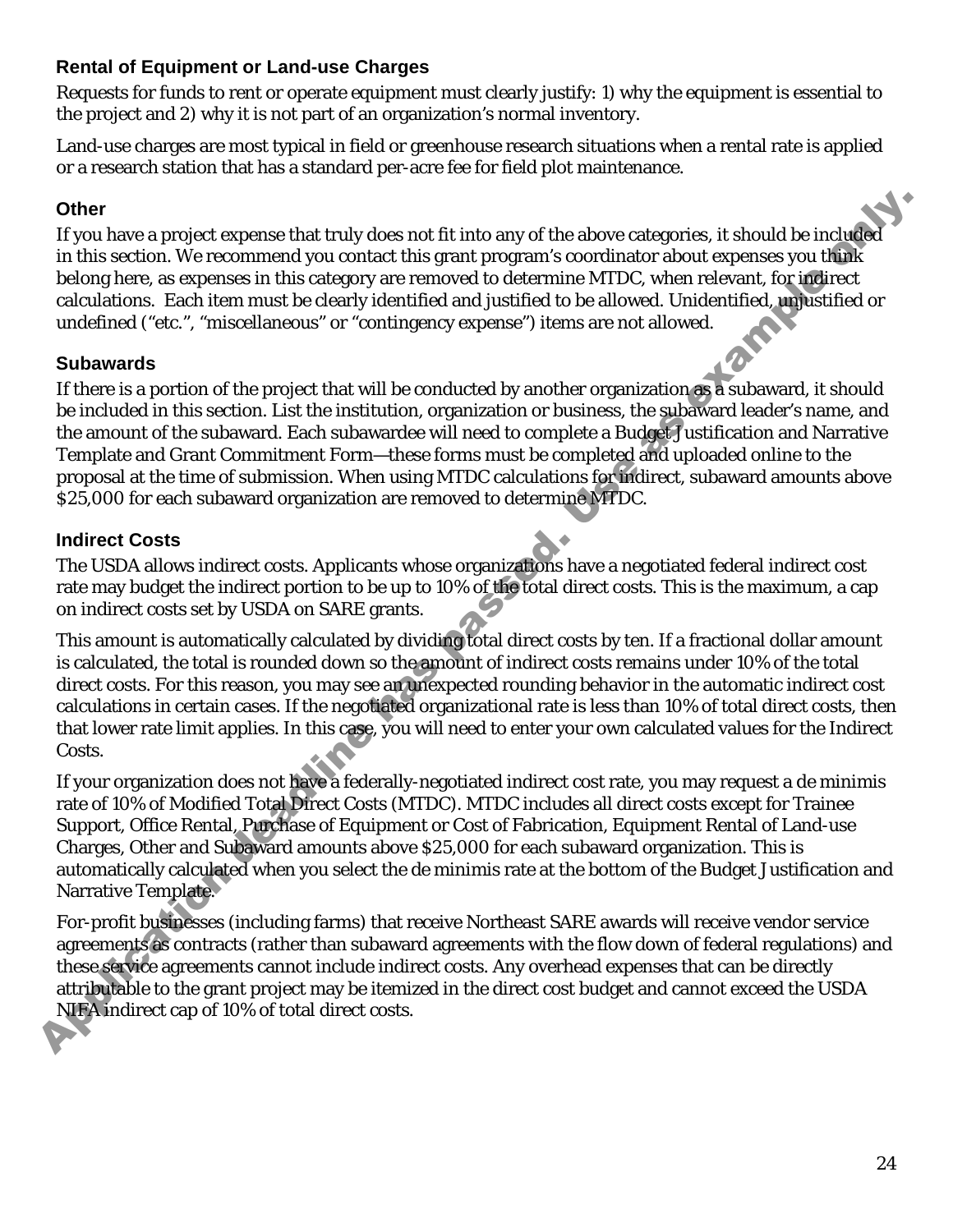### Rental of Equipment or Land-use Charges

Requests for funds to rent or operate equipment must clearly justify: 1) why the equipment is essential to the project and 2) why it is not part of an organization's normal inventory.

Land-use charges are most typical in field or greenhouse research situations when a rental rate is applied or a research station that has a standard per-acre fee for field plot maintenance.

### Other

If you have a project expense that truly does not fit into any of the above categories, it should be included in this section. We recommend you contact this grant program's coordinator about expenses you think belong here, as expenses in this category are removed to determine MTDC, when relevant, for indirect calculations. Each item must be clearly identified and justified to be allowed. Unidentified, unjustified or undefined ("etc.", "miscellaneous" or "contingency expense") items are not allowed.

### Subawards

If there is a portion of the project that will be conducted by another organization as a subaward, it should be included in this section. List the institution, organization or business, the subaward leader's name, and the amount of the subaward. Each subawardee will need to complete a Budget Justification and Narrative Template and Grant Commitment Form—these forms must be completed and uploaded online to the proposal at the time of submission. When using MTDC calculations for indirect, subaward amounts above $25,000 for each subaward organization are removed to determine MTDC.

### Indirect Costs

The USDA allows indirect costs. Applicants whose organizations have a negotiated federal indirect cost rate may budget the indirect portion to be up to 10% of the total direct costs. This is the maximum, a cap on indirect costs set by USDA on SARE grants.

This amount is automatically calculated by dividing total direct costs by ten. If a fractional dollar amount is calculated, the total is rounded down so the amount of indirect costs remains under 10% of the total direct costs. For this reason, you may see an unexpected rounding behavior in the automatic indirect cost calculations in certain cases. If the negotiated organizational rate is less than 10% of total direct costs, then that lower rate limit applies. In this case, you will need to enter your own calculated values for the Indirect Costs.

If your organization does not have a federally-negotiated indirect cost rate, you may request a de minimis rate of 10% of Modified Total Direct Costs (MTDC). MTDC includes all direct costs except for Trainee Support, Office Rental, Purchase of Equipment or Cost of Fabrication, Equipment Rental of Land-use Charges, Other and Subaward amounts above $25,000 for each subaward organization. This is automatically calculated when you select the de minimis rate at the bottom of the Budget Justification and Narrative Template.

For-profit businesses (including farms) that receive Northeast SARE awards will receive vendor service agreements as contracts (rather than subaward agreements with the flow down of federal regulations) and these service agreements cannot include indirect costs. Any overhead expenses that can be directly attributable to the grant project may be itemized in the direct cost budget and cannot exceed the USDA NIFA indirect cap of 10% of total direct costs.